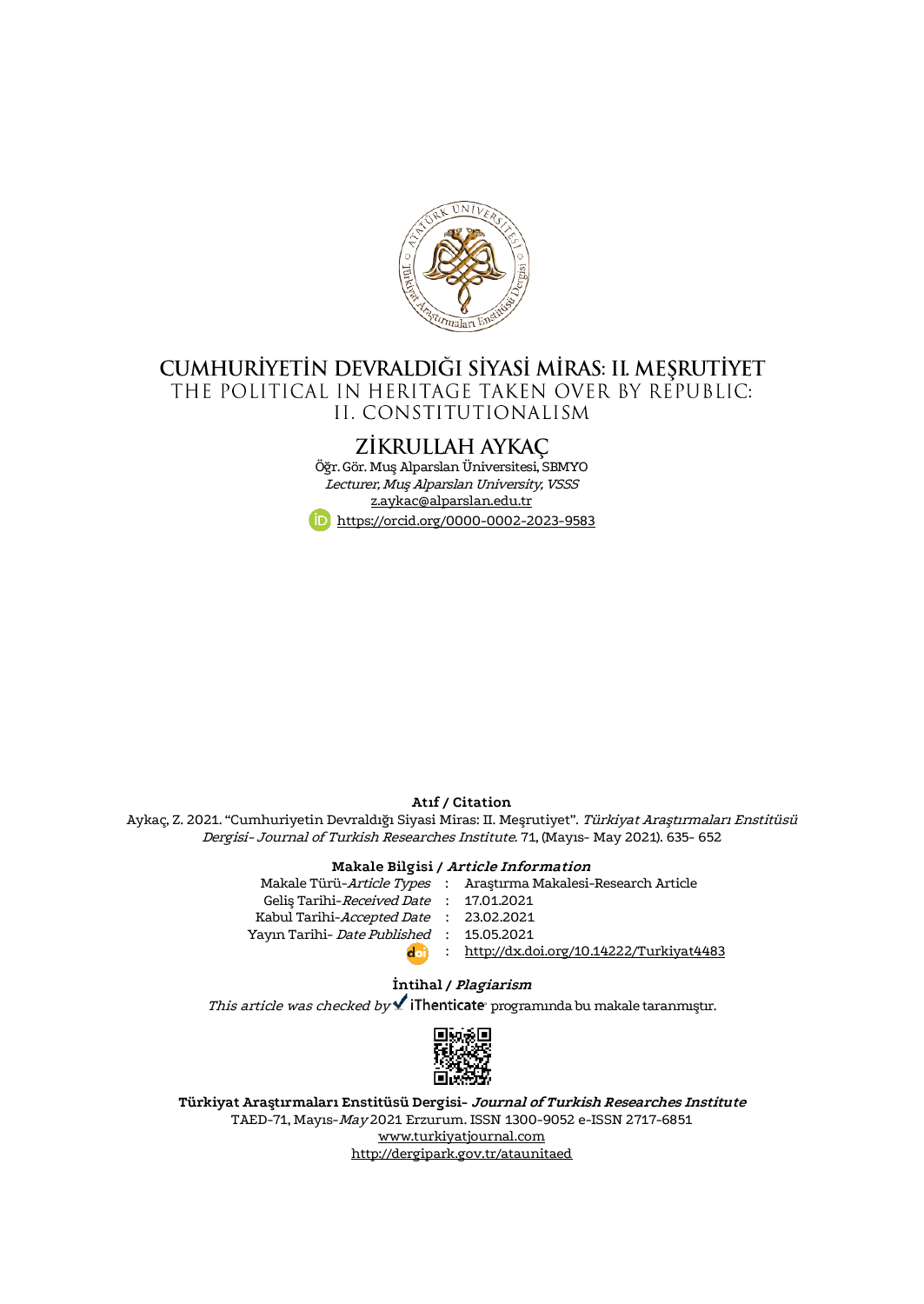# CUMHURİYETİN DEVRALDIĞI SİYASİ MİRAS: II. MEŞRUTİYET

## THE POLITICAL IN HERITAGE TAKEN OVER BY REPUBLIC: II. CONSTITUTIONALISM

### ZİKRULLAH AYKAÇ

Öğr. Gör. Muş Alparslan Üniversitesi, SBMYO

*Lecturer, Muş Alparslan University, VSSS*

z.aykac@alparslan.edu.tr

https://orcid.org/0000-0002-2023-9583

**Atıf / Citation**

Aykaç, Z. 2021. "Cumhuriyetin Devraldığı Siyasi Miras: II. Meşrutiyet". *Türkiyat Araştırmaları Enstitüsü Dergisi- Journal of Turkish Researches Institute.* 71, (Mayıs- May 2021). 635- 652

**Makale Bilgisi / *Article Information***

| | | |
|---|---|---|
| Makale Türü-*Article Types* | : | Araştırma Makalesi-Research Article |
| Geliş Tarihi-*Received Date* | : | 17.01.2021 |
| Kabul Tarihi-*Accepted Date* | : | 23.02.2021 |
| Yayın Tarihi- *Date Published* | : | 15.05.2021 |
| doi | : | http://dx.doi.org/10.14222/Turkiyat4483 |

**İntihal / *Plagiarism***

*This article was checked by* iThenticate programında bu makale taranmıştır.

**Türkiyat Araştırmaları Enstitüsü Dergisi- *Journal of Turkish Researches Institute***

TAED-71, Mayıs-*May* 2021 Erzurum. ISSN 1300-9052 e-ISSN 2717-6851

www.turkiyatjournal.com

http://dergipark.gov.tr/ataunitaed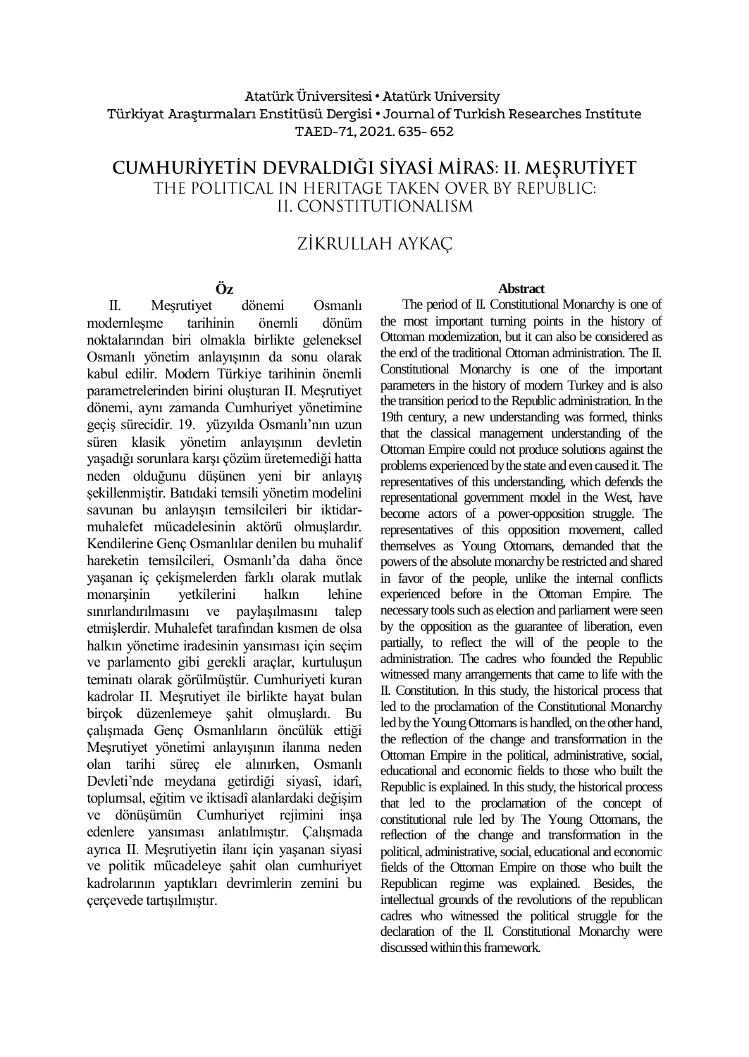Atatürk Üniversitesi • Atatürk University
Türkiyat Araştırmaları Enstitüsü Dergisi • Journal of Turkish Researches Institute
TAED-71, 2021. 635- 652

# CUMHURİYETİN DEVRALDIĞI SİYASİ MİRAS: II. MEŞRUTİYET

## THE POLITICAL IN HERITAGE TAKEN OVER BY REPUBLIC: II. CONSTITUTIONALISM

ZİKRULLAH AYKAÇ

### Öz

II. Meşrutiyet dönemi Osmanlı modernleşme tarihinin önemli dönüm noktalarından biri olmakla birlikte geleneksel Osmanlı yönetim anlayışının da sonu olarak kabul edilir. Modern Türkiye tarihinin önemli parametrelerinden birini oluşturan II. Meşrutiyet dönemi, aynı zamanda Cumhuriyet yönetimine geçiş sürecidir. 19. yüzyılda Osmanlı'nın uzun süren klasik yönetim anlayışının devletin yaşadığı sorunlara karşı çözüm üretemediği hatta neden olduğunu düşünen yeni bir anlayış şekillenmiştir. Batıdaki temsili yönetim modelini savunan bu anlayışın temsilcileri bir iktidar-muhalefet mücadelesinin aktörü olmuşlardır. Kendilerine Genç Osmanlılar denilen bu muhalif hareketin temsilcileri, Osmanlı'da daha önce yaşanan iç çekişmelerden farklı olarak mutlak monarşinin yetkilerini halkın lehine sınırlandırılmasını ve paylaşılmasını talep etmişlerdir. Muhalefet tarafından kısmen de olsa halkın yönetime iradesinin yansıması için seçim ve parlamento gibi gerekli araçlar, kurtuluşun teminatı olarak görülmüştür. Cumhuriyeti kuran kadrolar II. Meşrutiyet ile birlikte hayat bulan birçok düzenlemeye şahit olmuşlardı. Bu çalışmada Genç Osmanlıların öncülük ettiği Meşrutiyet yönetimi anlayışının ilanına neden olan tarihi süreç ele alınırken, Osmanlı Devleti'nde meydana getirdiği siyasî, idarî, toplumsal, eğitim ve iktisadî alanlardaki değişim ve dönüşümün Cumhuriyet rejimini inşa edenlere yansıması anlatılmıştır. Çalışmada ayrıca II. Meşrutiyetin ilanı için yaşanan siyasi ve politik mücadeleye şahit olan cumhuriyet kadrolarının yaptıkları devrimlerin zemini bu çerçevede tartışılmıştır.

### Abstract

The period of II. Constitutional Monarchy is one of the most important turning points in the history of Ottoman modernization, but it can also be considered as the end of the traditional Ottoman administration. The II. Constitutional Monarchy is one of the important parameters in the history of modern Turkey and is also the transition period to the Republic administration. In the 19th century, a new understanding was formed, thinks that the classical management understanding of the Ottoman Empire could not produce solutions against the problems experienced by the state and even caused it. The representatives of this understanding, which defends the representational government model in the West, have become actors of a power-opposition struggle. The representatives of this opposition movement, called themselves as Young Ottomans, demanded that the powers of the absolute monarchy be restricted and shared in favor of the people, unlike the internal conflicts experienced before in the Ottoman Empire. The necessary tools such as election and parliament were seen by the opposition as the guarantee of liberation, even partially, to reflect the will of the people to the administration. The cadres who founded the Republic witnessed many arrangements that came to life with the II. Constitution. In this study, the historical process that led to the proclamation of the Constitutional Monarchy led by the Young Ottomans is handled, on the other hand, the reflection of the change and transformation in the Ottoman Empire in the political, administrative, social, educational and economic fields to those who built the Republic is explained. In this study, the historical process that led to the proclamation of the concept of constitutional rule led by The Young Ottomans, the reflection of the change and transformation in the political, administrative, social, educational and economic fields of the Ottoman Empire on those who built the Republican regime was explained. Besides, the intellectual grounds of the revolutions of the republican cadres who witnessed the political struggle for the declaration of the II. Constitutional Monarchy were discussed within this framework.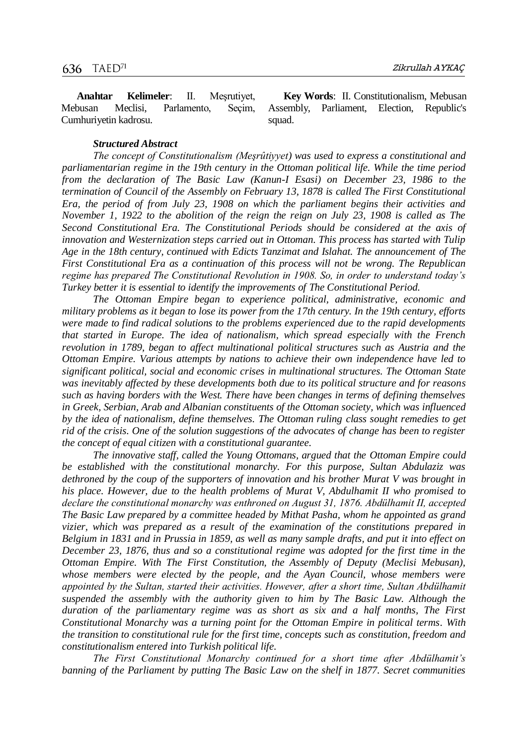**Anahtar Kelimeler**: II. Meşrutiyet, Mebusan Meclisi, Parlamento, Seçim, Cumhuriyetin kadrosu.

**Key Words**: II. Constitutionalism, Mebusan Assembly, Parliament, Election, Republic's squad.

### *Structured Abstract*

*The concept of Constitutionalism (Meşrûtiyyet) was used to express a constitutional and parliamentarian regime in the 19th century in the Ottoman political life. While the time period from the declaration of The Basic Law (Kanun-I Esasi) on December 23, 1986 to the termination of Council of the Assembly on February 13, 1878 is called The First Constitutional Era, the period of from July 23, 1908 on which the parliament begins their activities and November 1, 1922 to the abolition of the reign the reign on July 23, 1908 is called as The Second Constitutional Era. The Constitutional Periods should be considered at the axis of innovation and Westernization steps carried out in Ottoman. This process has started with Tulip Age in the 18th century, continued with Edicts Tanzimat and Islahat. The announcement of The First Constitutional Era as a continuation of this process will not be wrong. The Republican regime has prepared The Constitutional Revolution in 1908. So, in order to understand today's Turkey better it is essential to identify the improvements of The Constitutional Period.*

*The Ottoman Empire began to experience political, administrative, economic and military problems as it began to lose its power from the 17th century. In the 19th century, efforts were made to find radical solutions to the problems experienced due to the rapid developments that started in Europe. The idea of nationalism, which spread especially with the French revolution in 1789, began to affect multinational political structures such as Austria and the Ottoman Empire. Various attempts by nations to achieve their own independence have led to significant political, social and economic crises in multinational structures. The Ottoman State was inevitably affected by these developments both due to its political structure and for reasons such as having borders with the West. There have been changes in terms of defining themselves in Greek, Serbian, Arab and Albanian constituents of the Ottoman society, which was influenced by the idea of nationalism, define themselves. The Ottoman ruling class sought remedies to get rid of the crisis. One of the solution suggestions of the advocates of change has been to register the concept of equal citizen with a constitutional guarantee.*

*The innovative staff, called the Young Ottomans, argued that the Ottoman Empire could be established with the constitutional monarchy. For this purpose, Sultan Abdulaziz was dethroned by the coup of the supporters of innovation and his brother Murat V was brought in his place. However, due to the health problems of Murat V, Abdulhamit II who promised to declare the constitutional monarchy was enthroned on August 31, 1876. Abdülhamit II, accepted The Basic Law prepared by a committee headed by Mithat Pasha, whom he appointed as grand vizier, which was prepared as a result of the examination of the constitutions prepared in Belgium in 1831 and in Prussia in 1859, as well as many sample drafts, and put it into effect on December 23, 1876, thus and so a constitutional regime was adopted for the first time in the Ottoman Empire. With The First Constitution, the Assembly of Deputy (Meclisi Mebusan), whose members were elected by the people, and the Ayan Council, whose members were appointed by the Sultan, started their activities. However, after a short time, Sultan Abdülhamit suspended the assembly with the authority given to him by The Basic Law. Although the duration of the parliamentary regime was as short as six and a half months, The First Constitutional Monarchy was a turning point for the Ottoman Empire in political terms. With the transition to constitutional rule for the first time, concepts such as constitution, freedom and constitutionalism entered into Turkish political life.*

*The First Constitutional Monarchy continued for a short time after Abdülhamit's banning of the Parliament by putting The Basic Law on the shelf in 1877. Secret communities*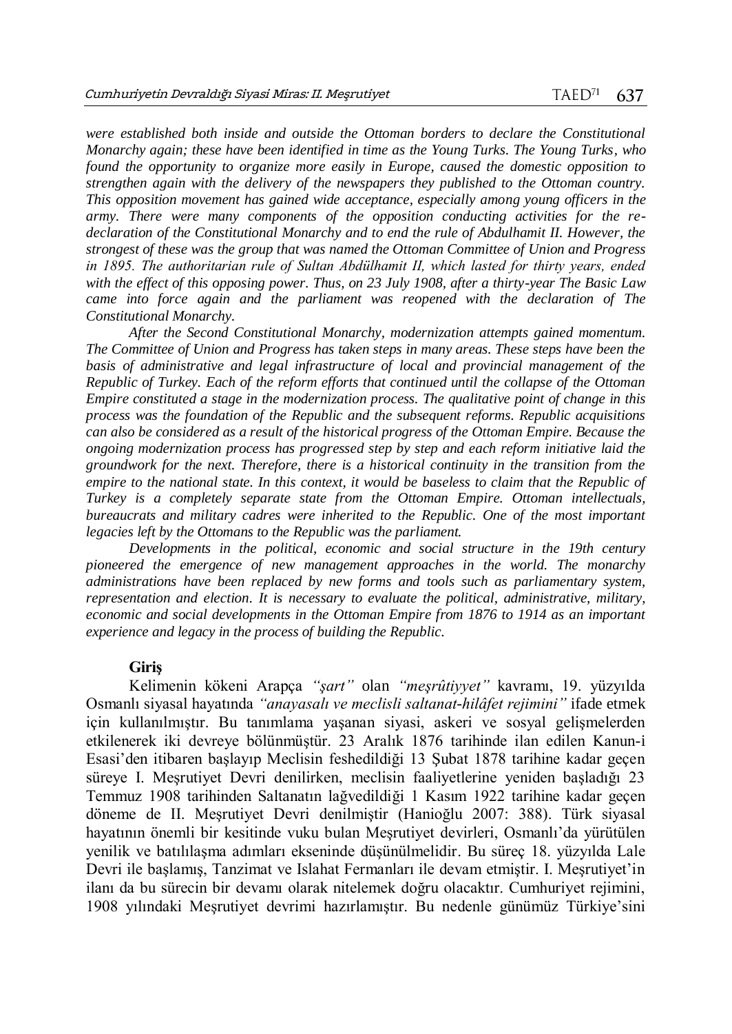*were established both inside and outside the Ottoman borders to declare the Constitutional Monarchy again; these have been identified in time as the Young Turks. The Young Turks, who found the opportunity to organize more easily in Europe, caused the domestic opposition to strengthen again with the delivery of the newspapers they published to the Ottoman country. This opposition movement has gained wide acceptance, especially among young officers in the army. There were many components of the opposition conducting activities for the re-declaration of the Constitutional Monarchy and to end the rule of Abdulhamit II. However, the strongest of these was the group that was named the Ottoman Committee of Union and Progress in 1895. The authoritarian rule of Sultan Abdülhamit II, which lasted for thirty years, ended with the effect of this opposing power. Thus, on 23 July 1908, after a thirty-year The Basic Law came into force again and the parliament was reopened with the declaration of The Constitutional Monarchy.*

*After the Second Constitutional Monarchy, modernization attempts gained momentum. The Committee of Union and Progress has taken steps in many areas. These steps have been the basis of administrative and legal infrastructure of local and provincial management of the Republic of Turkey. Each of the reform efforts that continued until the collapse of the Ottoman Empire constituted a stage in the modernization process. The qualitative point of change in this process was the foundation of the Republic and the subsequent reforms. Republic acquisitions can also be considered as a result of the historical progress of the Ottoman Empire. Because the ongoing modernization process has progressed step by step and each reform initiative laid the groundwork for the next. Therefore, there is a historical continuity in the transition from the empire to the national state. In this context, it would be baseless to claim that the Republic of Turkey is a completely separate state from the Ottoman Empire. Ottoman intellectuals, bureaucrats and military cadres were inherited to the Republic. One of the most important legacies left by the Ottomans to the Republic was the parliament.*

*Developments in the political, economic and social structure in the 19th century pioneered the emergence of new management approaches in the world. The monarchy administrations have been replaced by new forms and tools such as parliamentary system, representation and election. It is necessary to evaluate the political, administrative, military, economic and social developments in the Ottoman Empire from 1876 to 1914 as an important experience and legacy in the process of building the Republic.*

## Giriş

Kelimenin kökeni Arapça *"şart"* olan *"meşrûtiyyet"* kavramı, 19. yüzyılda Osmanlı siyasal hayatında *"anayasalı ve meclisli saltanat-hilâfet rejimini"* ifade etmek için kullanılmıştır. Bu tanımlama yaşanan siyasi, askeri ve sosyal gelişmelerden etkilenerek iki devreye bölünmüştür. 23 Aralık 1876 tarihinde ilan edilen Kanun-i Esasi'den itibaren başlayıp Meclisin feshedildiği 13 Şubat 1878 tarihine kadar geçen süreye I. Meşrutiyet Devri denilirken, meclisin faaliyetlerine yeniden başladığı 23 Temmuz 1908 tarihinden Saltanatın lağvedildiği 1 Kasım 1922 tarihine kadar geçen döneme de II. Meşrutiyet Devri denilmiştir (Hanioğlu 2007: 388). Türk siyasal hayatının önemli bir kesitinde vuku bulan Meşrutiyet devirleri, Osmanlı'da yürütülen yenilik ve batılılaşma adımları ekseninde düşünülmelidir. Bu süreç 18. yüzyılda Lale Devri ile başlamış, Tanzimat ve Islahat Fermanları ile devam etmiştir. I. Meşrutiyet'in ilanı da bu sürecin bir devamı olarak nitelemek doğru olacaktır. Cumhuriyet rejimini, 1908 yılındaki Meşrutiyet devrimi hazırlamıştır. Bu nedenle günümüz Türkiye'sini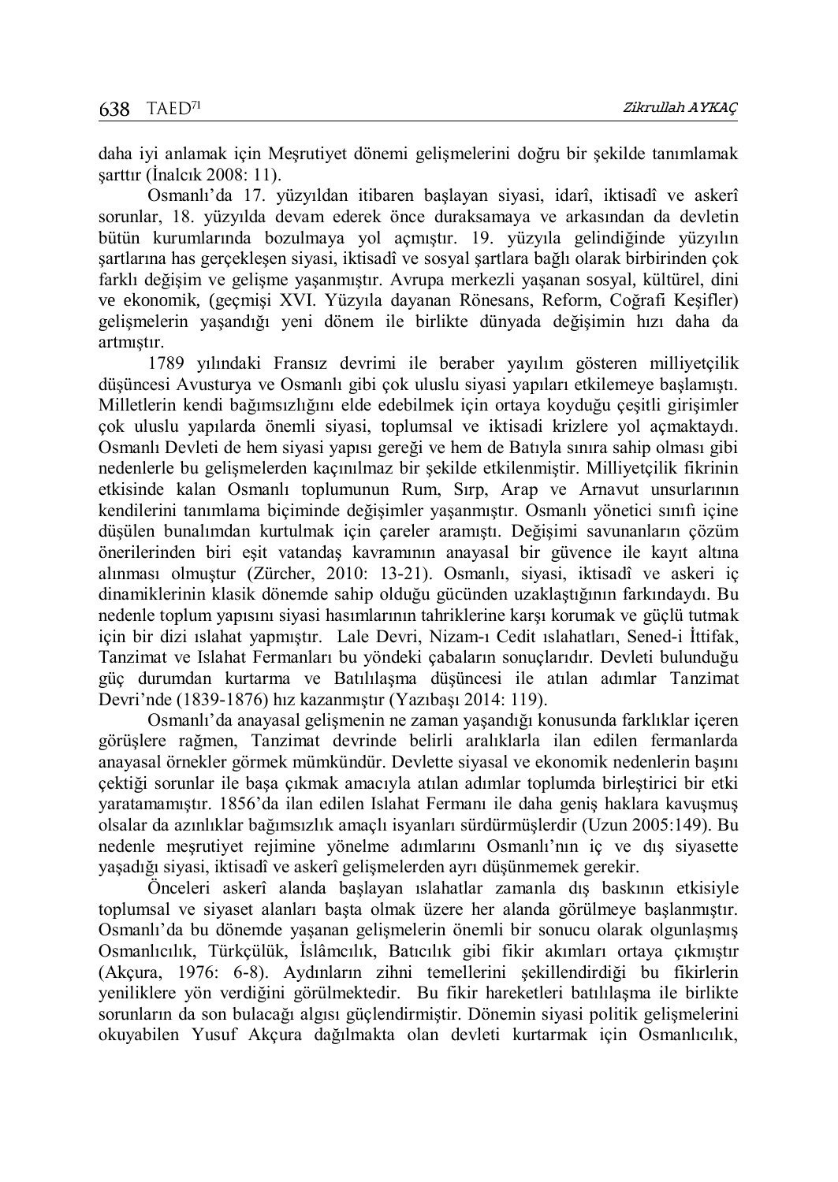daha iyi anlamak için Meşrutiyet dönemi gelişmelerini doğru bir şekilde tanımlamak şarttır (İnalcık 2008: 11).

Osmanlı'da 17. yüzyıldan itibaren başlayan siyasi, idarî, iktisadî ve askerî sorunlar, 18. yüzyılda devam ederek önce duraksamaya ve arkasından da devletin bütün kurumlarında bozulmaya yol açmıştır. 19. yüzyıla gelindiğinde yüzyılın şartlarına has gerçekleşen siyasi, iktisadî ve sosyal şartlara bağlı olarak birbirinden çok farklı değişim ve gelişme yaşanmıştır. Avrupa merkezli yaşanan sosyal, kültürel, dini ve ekonomik, (geçmişi XVI. Yüzyıla dayanan Rönesans, Reform, Coğrafi Keşifler) gelişmelerin yaşandığı yeni dönem ile birlikte dünyada değişimin hızı daha da artmıştır.

1789 yılındaki Fransız devrimi ile beraber yayılım gösteren milliyetçilik düşüncesi Avusturya ve Osmanlı gibi çok uluslu siyasi yapıları etkilemeye başlamıştı. Milletlerin kendi bağımsızlığını elde edebilmek için ortaya koyduğu çeşitli girişimler çok uluslu yapılarda önemli siyasi, toplumsal ve iktisadi krizlere yol açmaktaydı. Osmanlı Devleti de hem siyasi yapısı gereği ve hem de Batıyla sınıra sahip olması gibi nedenlerle bu gelişmelerden kaçınılmaz bir şekilde etkilenmiştir. Milliyetçilik fikrinin etkisinde kalan Osmanlı toplumunun Rum, Sırp, Arap ve Arnavut unsurlarının kendilerini tanımlama biçiminde değişimler yaşanmıştır. Osmanlı yönetici sınıfı içine düşülen bunalımdan kurtulmak için çareler aramıştı. Değişimi savunanların çözüm önerilerinden biri eşit vatandaş kavramının anayasal bir güvence ile kayıt altına alınması olmuştur (Zürcher, 2010: 13-21). Osmanlı, siyasi, iktisadî ve askeri iç dinamiklerinin klasik dönemde sahip olduğu gücünden uzaklaştığının farkındaydı. Bu nedenle toplum yapısını siyasi hasımlarının tahriklerine karşı korumak ve güçlü tutmak için bir dizi ıslahat yapmıştır. Lale Devri, Nizam-ı Cedit ıslahatları, Sened-i İttifak, Tanzimat ve Islahat Fermanları bu yöndeki çabaların sonuçlarıdır. Devleti bulunduğu güç durumdan kurtarma ve Batılılaşma düşüncesi ile atılan adımlar Tanzimat Devri'nde (1839-1876) hız kazanmıştır (Yazıbaşı 2014: 119).

Osmanlı'da anayasal gelişmenin ne zaman yaşandığı konusunda farklılıklar içeren görüşlere rağmen, Tanzimat devrinde belirli aralıklarla ilan edilen fermanlarda anayasal örnekler görmek mümkündür. Devlette siyasal ve ekonomik nedenlerin başını çektiği sorunlar ile başa çıkmak amacıyla atılan adımlar toplumda birleştirici bir etki yaratamamıştır. 1856'da ilan edilen Islahat Fermanı ile daha geniş haklara kavuşmuş olsalar da azınlıklar bağımsızlık amaçlı isyanları sürdürmüşlerdir (Uzun 2005:149). Bu nedenle meşrutiyet rejimine yönelme adımlarını Osmanlı'nın iç ve dış siyasette yaşadığı siyasi, iktisadî ve askerî gelişmelerden ayrı düşünmemek gerekir.

Önceleri askerî alanda başlayan ıslahatlar zamanla dış baskının etkisiyle toplumsal ve siyaset alanları başta olmak üzere her alanda görülmeye başlanmıştır. Osmanlı'da bu dönemde yaşanan gelişmelerin önemli bir sonucu olarak olgunlaşmış Osmanlıcılık, Türkçülük, İslâmcılık, Batıcılık gibi fikir akımları ortaya çıkmıştır (Akçura, 1976: 6-8). Aydınların zihni temellerini şekillendirdiği bu fikirlerin yeniliklere yön verdiğini görülmektedir. Bu fikir hareketleri batılılaşma ile birlikte sorunların da son bulacağı algısı güçlendirmiştir. Dönemin siyasi politik gelişmelerini okuyabilen Yusuf Akçura dağılmakta olan devleti kurtarmak için Osmanlıcılık,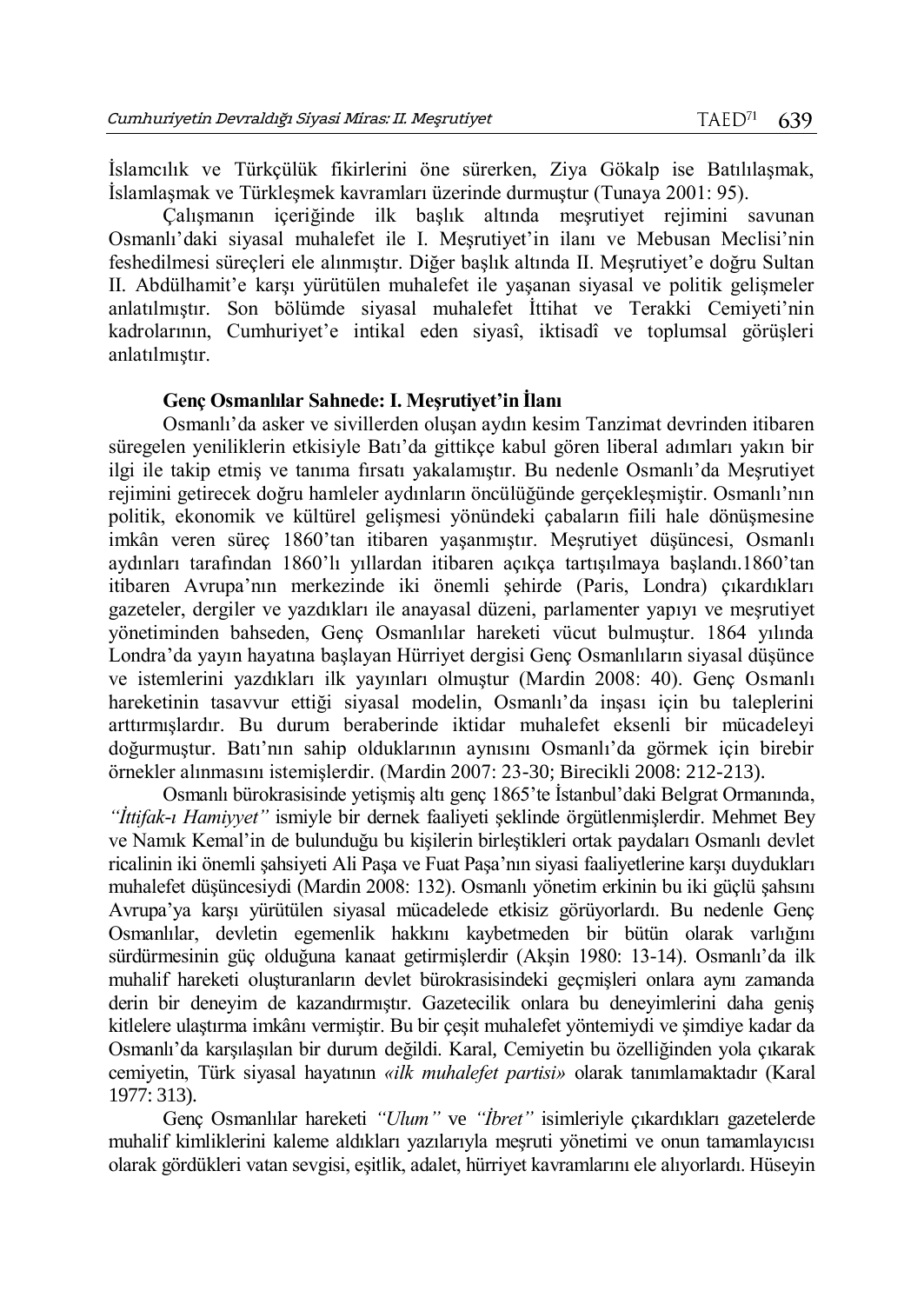İslamcılık ve Türkçülük fikirlerini öne sürerken, Ziya Gökalp ise Batılılaşmak, İslamlaşmak ve Türkleşmek kavramları üzerinde durmuştur (Tunaya 2001: 95).

Çalışmanın içeriğinde ilk başlık altında meşrutiyet rejimini savunan Osmanlı'daki siyasal muhalefet ile I. Meşrutiyet'in ilanı ve Mebusan Meclisi'nin feshedilmesi süreçleri ele alınmıştır. Diğer başlık altında II. Meşrutiyet'e doğru Sultan II. Abdülhamit'e karşı yürütülen muhalefet ile yaşanan siyasal ve politik gelişmeler anlatılmıştır. Son bölümde siyasal muhalefet İttihat ve Terakki Cemiyeti'nin kadrolarının, Cumhuriyet'e intikal eden siyasî, iktisadî ve toplumsal görüşleri anlatılmıştır.

## Genç Osmanlılar Sahnede: I. Meşrutiyet'in İlanı

Osmanlı'da asker ve sivillerden oluşan aydın kesim Tanzimat devrinden itibaren süregelen yeniliklerin etkisiyle Batı'da gittikçe kabul gören liberal adımları yakın bir ilgi ile takip etmiş ve tanıma fırsatı yakalamıştır. Bu nedenle Osmanlı'da Meşrutiyet rejimini getirecek doğru hamleler aydınların öncülüğünde gerçekleşmiştir. Osmanlı'nın politik, ekonomik ve kültürel gelişmesi yönündeki çabaların fiili hale dönüşmesine imkân veren süreç 1860'tan itibaren yaşanmıştır. Meşrutiyet düşüncesi, Osmanlı aydınları tarafından 1860'lı yıllardan itibaren açıkça tartışılmaya başlandı.1860'tan itibaren Avrupa'nın merkezinde iki önemli şehirde (Paris, Londra) çıkardıkları gazeteler, dergiler ve yazdıkları ile anayasal düzeni, parlamenter yapıyı ve meşrutiyet yönetiminden bahseden, Genç Osmanlılar hareketi vücut bulmuştur. 1864 yılında Londra'da yayın hayatına başlayan Hürriyet dergisi Genç Osmanlıların siyasal düşünce ve istemlerini yazdıkları ilk yayınları olmuştur (Mardin 2008: 40). Genç Osmanlı hareketinin tasavvur ettiği siyasal modelin, Osmanlı'da inşası için bu taleplerini arttırmışlardır. Bu durum beraberinde iktidar muhalefet eksenli bir mücadeleyi doğurmuştur. Batı'nın sahip olduklarının aynısını Osmanlı'da görmek için birebir örnekler alınmasını istemişlerdir. (Mardin 2007: 23-30; Birecikli 2008: 212-213).

Osmanlı bürokrasisinde yetişmiş altı genç 1865'te İstanbul'daki Belgrat Ormanında, *"İttifak-ı Hamiyyet"* ismiyle bir dernek faaliyeti şeklinde örgütlenmişlerdir. Mehmet Bey ve Namık Kemal'in de bulunduğu bu kişilerin birleştikleri ortak paydaları Osmanlı devlet ricalinin iki önemli şahsiyeti Ali Paşa ve Fuat Paşa'nın siyasi faaliyetlerine karşı duydukları muhalefet düşüncesiydi (Mardin 2008: 132). Osmanlı yönetim erkinin bu iki güçlü şahsını Avrupa'ya karşı yürütülen siyasal mücadelede etkisiz görüyorlardı. Bu nedenle Genç Osmanlılar, devletin egemenlik hakkını kaybetmeden bir bütün olarak varlığını sürdürmesinin güç olduğuna kanaat getirmişlerdir (Akşin 1980: 13-14). Osmanlı'da ilk muhalif hareketi oluşturanların devlet bürokrasisindeki geçmişleri onlara aynı zamanda derin bir deneyim de kazandırmıştır. Gazetecilik onlara bu deneyimlerini daha geniş kitlelere ulaştırma imkânı vermiştir. Bu bir çeşit muhalefet yöntemiydi ve şimdiye kadar da Osmanlı'da karşılaşılan bir durum değildi. Karal, Cemiyetin bu özelliğinden yola çıkarak cemiyetin, Türk siyasal hayatının *«ilk muhalefet partisi»* olarak tanımlamaktadır (Karal 1977: 313).

Genç Osmanlılar hareketi *"Ulum"* ve *"İbret"* isimleriyle çıkardıkları gazetelerde muhalif kimliklerini kaleme aldıkları yazılarıyla meşruti yönetimi ve onun tamamlayıcısı olarak gördükleri vatan sevgisi, eşitlik, adalet, hürriyet kavramlarını ele alıyorlardı. Hüseyin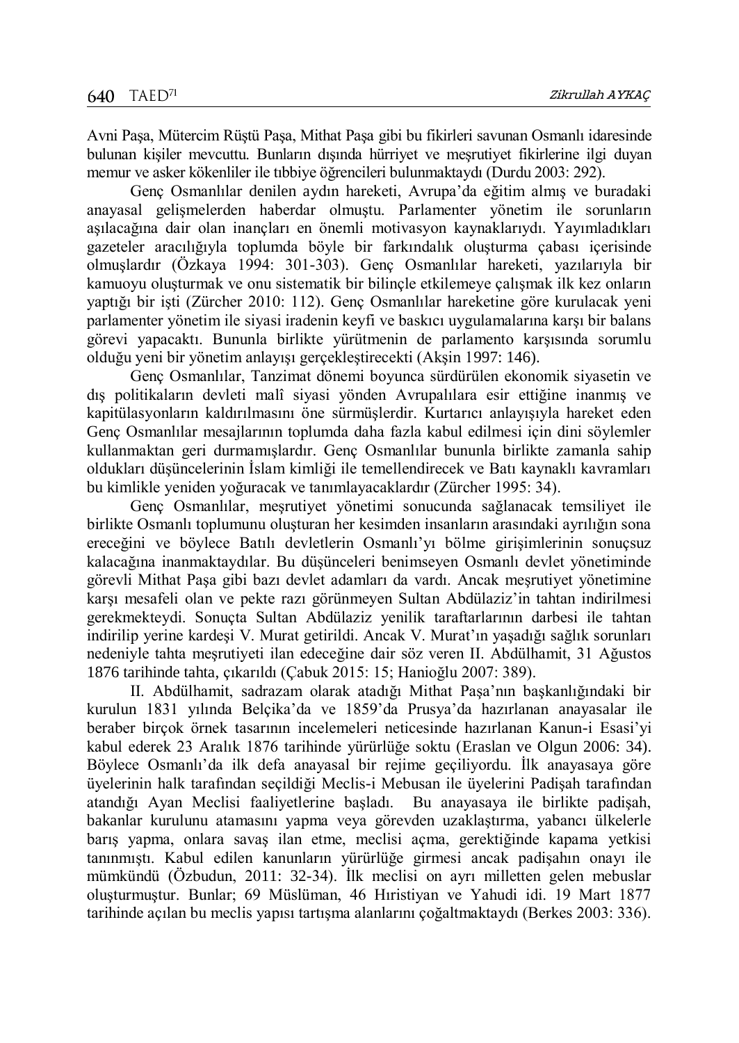Avni Paşa, Mütercim Rüştü Paşa, Mithat Paşa gibi bu fikirleri savunan Osmanlı idaresinde bulunan kişiler mevcuttu. Bunların dışında hürriyet ve meşrutiyet fikirlerine ilgi duyan memur ve asker kökenliler ile tıbbiye öğrencileri bulunmaktaydı (Durdu 2003: 292).

Genç Osmanlılar denilen aydın hareketi, Avrupa'da eğitim almış ve buradaki anayasal gelişmelerden haberdar olmuştu. Parlamenter yönetim ile sorunların aşılacağına dair olan inançları en önemli motivasyon kaynaklarıydı. Yayımladıkları gazeteler aracılığıyla toplumda böyle bir farkındalık oluşturma çabası içerisinde olmuşlardır (Özkaya 1994: 301-303). Genç Osmanlılar hareketi, yazılarıyla bir kamuoyu oluşturmak ve onu sistematik bir bilinçle etkilemeye çalışmak ilk kez onların yaptığı bir işti (Zürcher 2010: 112). Genç Osmanlılar hareketine göre kurulacak yeni parlamenter yönetim ile siyasi iradenin keyfi ve baskıcı uygulamalarına karşı bir balans görevi yapacaktı. Bununla birlikte yürütmenin de parlamento karşısında sorumlu olduğu yeni bir yönetim anlayışı gerçekleştirecekti (Akşin 1997: 146).

Genç Osmanlılar, Tanzimat dönemi boyunca sürdürülen ekonomik siyasetin ve dış politikaların devleti malî siyasi yönden Avrupalılara esir ettiğine inanmış ve kapitülasyonların kaldırılmasını öne sürmüşlerdir. Kurtarıcı anlayışıyla hareket eden Genç Osmanlılar mesajlarının toplumda daha fazla kabul edilmesi için dini söylemler kullanmaktan geri durmamışlardır. Genç Osmanlılar bununla birlikte zamanla sahip oldukları düşüncelerinin İslam kimliği ile temellendirecek ve Batı kaynaklı kavramları bu kimlikle yeniden yoğuracak ve tanımlayacaklardır (Zürcher 1995: 34).

Genç Osmanlılar, meşrutiyet yönetimi sonucunda sağlanacak temsiliyet ile birlikte Osmanlı toplumunu oluşturan her kesimden insanların arasındaki ayrılığın sona ereceğini ve böylece Batılı devletlerin Osmanlı'yı bölme girişimlerinin sonuçsuz kalacağına inanmaktaydılar. Bu düşünceleri benimseyen Osmanlı devlet yönetiminde görevli Mithat Paşa gibi bazı devlet adamları da vardı. Ancak meşrutiyet yönetimine karşı mesafeli olan ve pekte razı görünmeyen Sultan Abdülaziz'in tahtan indirilmesi gerekmekteydi. Sonuçta Sultan Abdülaziz yenilik taraftarlarının darbesi ile tahtan indirilip yerine kardeşi V. Murat getirildi. Ancak V. Murat'ın yaşadığı sağlık sorunları nedeniyle tahta meşrutiyeti ilan edeceğine dair söz veren II. Abdülhamit, 31 Ağustos 1876 tarihinde tahta, çıkarıldı (Çabuk 2015: 15; Hanioğlu 2007: 389).

II. Abdülhamit, sadrazam olarak atadığı Mithat Paşa'nın başkanlığındaki bir kurulun 1831 yılında Belçika'da ve 1859'da Prusya'da hazırlanan anayasalar ile beraber birçok örnek tasarının incelemeleri neticesinde hazırlanan Kanun-i Esasi'yi kabul ederek 23 Aralık 1876 tarihinde yürürlüğe soktu (Eraslan ve Olgun 2006: 34). Böylece Osmanlı'da ilk defa anayasal bir rejime geçiliyordu. İlk anayasaya göre üyelerinin halk tarafından seçildiği Meclis-i Mebusan ile üyelerini Padişah tarafından atandığı Ayan Meclisi faaliyetlerine başladı. Bu anayasaya ile birlikte padişah, bakanlar kurulunu atamasını yapma veya görevden uzaklaştırma, yabancı ülkelerle barış yapma, onlara savaş ilan etme, meclisi açma, gerektiğinde kapama yetkisi tanınmıştı. Kabul edilen kanunların yürürlüğe girmesi ancak padişahın onayı ile mümkündü (Özbudun, 2011: 32-34). İlk meclisi on ayrı milletten gelen mebuslar oluşturmuştur. Bunlar; 69 Müslüman, 46 Hıristiyan ve Yahudi idi. 19 Mart 1877 tarihinde açılan bu meclis yapısı tartışma alanlarını çoğaltmaktaydı (Berkes 2003: 336).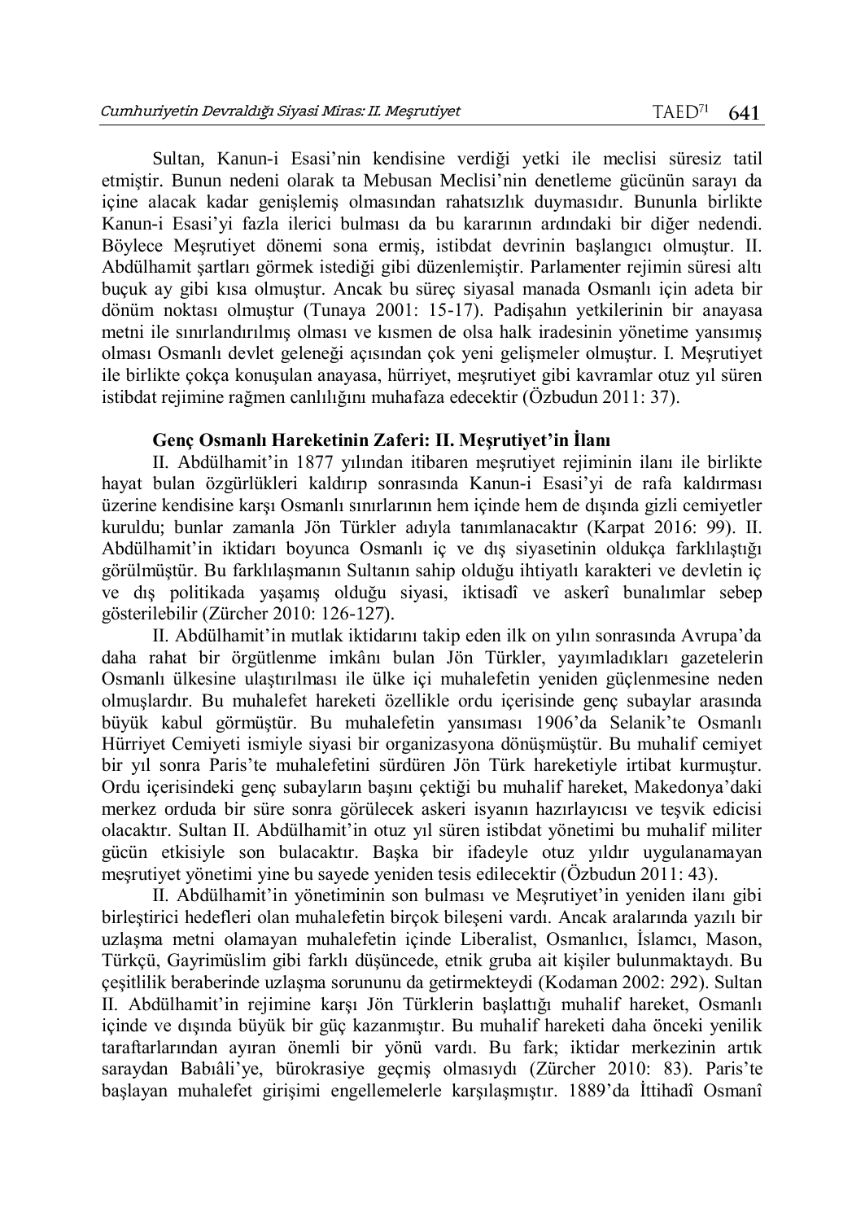Sultan, Kanun-i Esasi'nin kendisine verdiği yetki ile meclisi süresiz tatil etmiştir. Bunun nedeni olarak ta Mebusan Meclisi'nin denetleme gücünün sarayı da içine alacak kadar genişlemiş olmasından rahatsızlık duymasıdır. Bununla birlikte Kanun-i Esasi'yi fazla ilerici bulması da bu kararının ardındaki bir diğer nedendi. Böylece Meşrutiyet dönemi sona ermiş, istibdat devrinin başlangıcı olmuştur. II. Abdülhamit şartları görmek istediği gibi düzenlemiştir. Parlamenter rejimin süresi altı buçuk ay gibi kısa olmuştur. Ancak bu süreç siyasal manada Osmanlı için adeta bir dönüm noktası olmuştur (Tunaya 2001: 15-17). Padişahın yetkilerinin bir anayasa metni ile sınırlandırılmış olması ve kısmen de olsa halk iradesinin yönetime yansımış olması Osmanlı devlet geleneği açısından çok yeni gelişmeler olmuştur. I. Meşrutiyet ile birlikte çokça konuşulan anayasa, hürriyet, meşrutiyet gibi kavramlar otuz yıl süren istibdat rejimine rağmen canlılığını muhafaza edecektir (Özbudun 2011: 37).

**Genç Osmanlı Hareketinin Zaferi: II. Meşrutiyet'in İlanı**

II. Abdülhamit'in 1877 yılından itibaren meşrutiyet rejiminin ilanı ile birlikte hayat bulan özgürlükleri kaldırıp sonrasında Kanun-i Esasi'yi de rafa kaldırması üzerine kendisine karşı Osmanlı sınırlarının hem içinde hem de dışında gizli cemiyetler kuruldu; bunlar zamanla Jön Türkler adıyla tanımlanacaktır (Karpat 2016: 99). II. Abdülhamit'in iktidarı boyunca Osmanlı iç ve dış siyasetinin oldukça farklılaştığı görülmüştür. Bu farklılaşmanın Sultanın sahip olduğu ihtiyatlı karakteri ve devletin iç ve dış politikada yaşamış olduğu siyasi, iktisadî ve askerî bunalımlar sebep gösterilebilir (Zürcher 2010: 126-127).

II. Abdülhamit'in mutlak iktidarını takip eden ilk on yılın sonrasında Avrupa'da daha rahat bir örgütlenme imkânı bulan Jön Türkler, yayımladıkları gazetelerin Osmanlı ülkesine ulaştırılması ile ülke içi muhalefetin yeniden güçlenmesine neden olmuşlardır. Bu muhalefet hareketi özellikle ordu içerisinde genç subaylar arasında büyük kabul görmüştür. Bu muhalefetin yansıması 1906'da Selanik'te Osmanlı Hürriyet Cemiyeti ismiyle siyasi bir organizasyona dönüşmüştür. Bu muhalif cemiyet bir yıl sonra Paris'te muhalefetini sürdüren Jön Türk hareketiyle irtibat kurmuştur. Ordu içerisindeki genç subayların başını çektiği bu muhalif hareket, Makedonya'daki merkez orduda bir süre sonra görülecek askeri isyanın hazırlayıcısı ve teşvik edicisi olacaktır. Sultan II. Abdülhamit'in otuz yıl süren istibdat yönetimi bu muhalif militer gücün etkisiyle son bulacaktır. Başka bir ifadeyle otuz yıldır uygulanamayan meşrutiyet yönetimi yine bu sayede yeniden tesis edilecektir (Özbudun 2011: 43).

II. Abdülhamit'in yönetiminin son bulması ve Meşrutiyet'in yeniden ilanı gibi birleştirici hedefleri olan muhalefetin birçok bileşeni vardı. Ancak aralarında yazılı bir uzlaşma metni olamayan muhalefetin içinde Liberalist, Osmanlıcı, İslamcı, Mason, Türkçü, Gayrimüslim gibi farklı düşüncede, etnik gruba ait kişiler bulunmaktaydı. Bu çeşitlilik beraberinde uzlaşma sorununu da getirmekteydi (Kodaman 2002: 292). Sultan II. Abdülhamit'in rejimine karşı Jön Türklerin başlattığı muhalif hareket, Osmanlı içinde ve dışında büyük bir güç kazanmıştır. Bu muhalif hareketi daha önceki yenilik taraftarlarından ayıran önemli bir yönü vardı. Bu fark; iktidar merkezinin artık saraydan Babıâli'ye, bürokrasiye geçmiş olmasıydı (Zürcher 2010: 83). Paris'te başlayan muhalefet girişimi engellemelerle karşılaşmıştır. 1889'da İttihadî Osmanî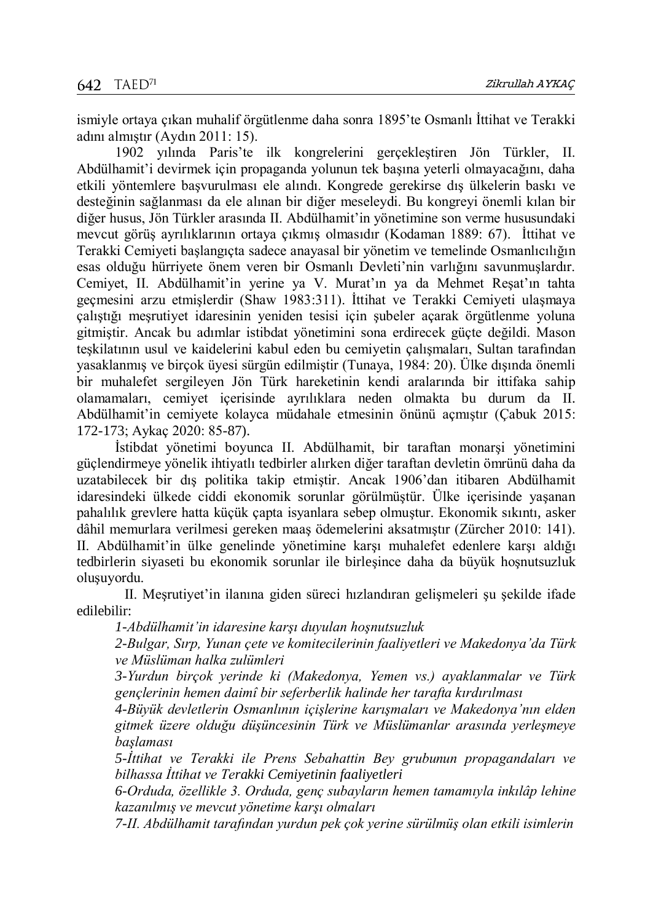ismiyle ortaya çıkan muhalif örgütlenme daha sonra 1895'te Osmanlı İttihat ve Terakki adını almıştır (Aydın 2011: 15).

1902 yılında Paris'te ilk kongrelerini gerçekleştiren Jön Türkler, II. Abdülhamit'i devirmek için propaganda yolunun tek başına yeterli olmayacağını, daha etkili yöntemlere başvurulması ele alındı. Kongrede gerekirse dış ülkelerin baskı ve desteğinin sağlanması da ele alınan bir diğer meseleydi. Bu kongreyi önemli kılan bir diğer husus, Jön Türkler arasında II. Abdülhamit'in yönetimine son verme hususundaki mevcut görüş ayrılıklarının ortaya çıkmış olmasıdır (Kodaman 1889: 67). İttihat ve Terakki Cemiyeti başlangıçta sadece anayasal bir yönetim ve temelinde Osmanlıcılığın esas olduğu hürriyete önem veren bir Osmanlı Devleti'nin varlığını savunmuşlardır. Cemiyet, II. Abdülhamit'in yerine ya V. Murat'ın ya da Mehmet Reşat'ın tahta geçmesini arzu etmişlerdir (Shaw 1983:311). İttihat ve Terakki Cemiyeti ulaşmaya çalıştığı meşrutiyet idaresinin yeniden tesisi için şubeler açarak örgütlenme yoluna gitmiştir. Ancak bu adımlar istibdat yönetimini sona erdirecek güçte değildi. Mason teşkilatının usul ve kaidelerini kabul eden bu cemiyetin çalışmaları, Sultan tarafından yasaklanmış ve birçok üyesi sürgün edilmiştir (Tunaya, 1984: 20). Ülke dışında önemli bir muhalefet sergileyen Jön Türk hareketinin kendi aralarında bir ittifaka sahip olamamaları, cemiyet içerisinde ayrılıklara neden olmakta bu durum da II. Abdülhamit'in cemiyete kolayca müdahale etmesinin önünü açmıştır (Çabuk 2015: 172-173; Aykaç 2020: 85-87).

İstibdat yönetimi boyunca II. Abdülhamit, bir taraftan monarşi yönetimini güçlendirmeye yönelik ihtiyatlı tedbirler alırken diğer taraftan devletin ömrünü daha da uzatabilecek bir dış politika takip etmiştir. Ancak 1906'dan itibaren Abdülhamit idaresindeki ülkede ciddi ekonomik sorunlar görülmüştür. Ülke içerisinde yaşanan pahalılık grevlere hatta küçük çapta isyanlara sebep olmuştur. Ekonomik sıkıntı, asker dâhil memurlara verilmesi gereken maaş ödemelerini aksatmıştır (Zürcher 2010: 141). II. Abdülhamit'in ülke genelinde yönetimine karşı muhalefet edenlere karşı aldığı tedbirlerin siyaseti bu ekonomik sorunlar ile birleşince daha da büyük hoşnutsuzluk oluşuyordu.

II. Meşrutiyet'in ilanına giden süreci hızlandıran gelişmeleri şu şekilde ifade edilebilir:

*1-Abdülhamit'in idaresine karşı duyulan hoşnutsuzluk*

*2-Bulgar, Sırp, Yunan çete ve komitecilerinin faaliyetleri ve Makedonya'da Türk ve Müslüman halka zulümleri*

*3-Yurdun birçok yerinde ki (Makedonya, Yemen vs.) ayaklanmalar ve Türk gençlerinin hemen daimî bir seferberlik halinde her tarafta kırdırılması*

*4-Büyük devletlerin Osmanlının içişlerine karışmaları ve Makedonya'nın elden gitmek üzere olduğu düşüncesinin Türk ve Müslümanlar arasında yerleşmeye başlaması*

*5-İttihat ve Terakki ile Prens Sebahattin Bey grubunun propagandaları ve bilhassa İttihat ve Terakki Cemiyetinin faaliyetleri*

*6-Orduda, özellikle 3. Orduda, genç subayların hemen tamamıyla inkılâp lehine kazanılmış ve mevcut yönetime karşı olmaları*

*7-II. Abdülhamit tarafından yurdun pek çok yerine sürülmüş olan etkili isimlerin*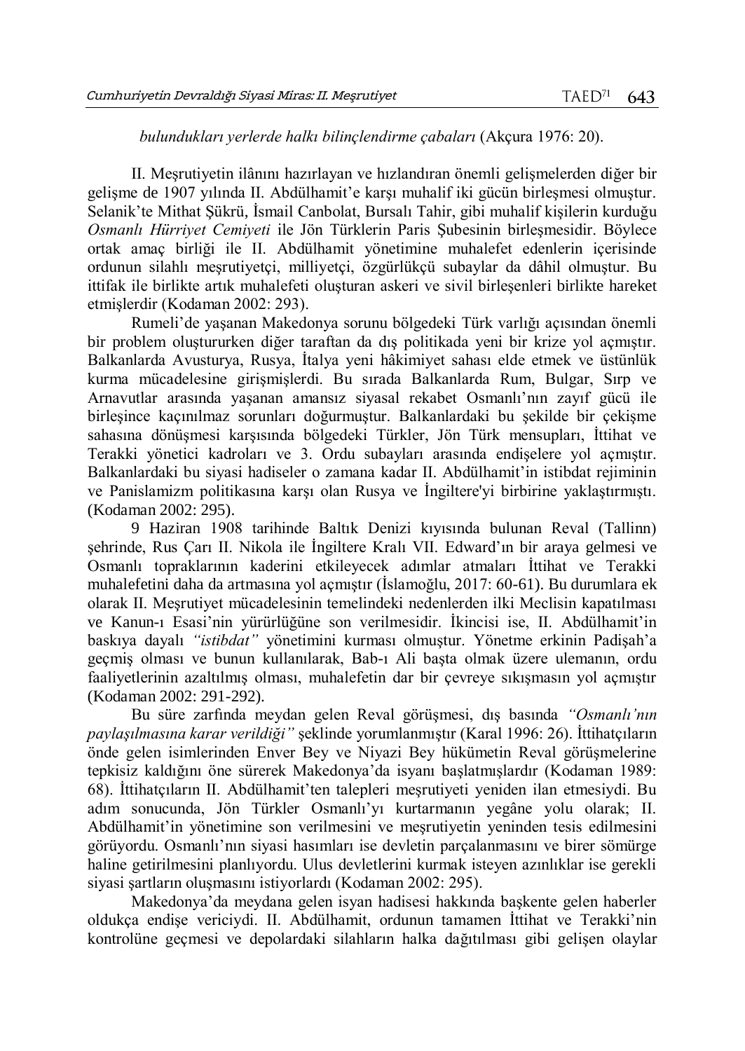*bulundukları yerlerde halkı bilinçlendirme çabaları* (Akçura 1976: 20).

II. Meşrutiyetin ilânını hazırlayan ve hızlandıran önemli gelişmelerden diğer bir gelişme de 1907 yılında II. Abdülhamit'e karşı muhalif iki gücün birleşmesi olmuştur. Selanik'te Mithat Şükrü, İsmail Canbolat, Bursalı Tahir, gibi muhalif kişilerin kurduğu *Osmanlı Hürriyet Cemiyeti* ile Jön Türklerin Paris Şubesinin birleşmesidir. Böylece ortak amaç birliği ile II. Abdülhamit yönetimine muhalefet edenlerin içerisinde ordunun silahlı meşrutiyetçi, milliyetçi, özgürlükçü subaylar da dâhil olmuştur. Bu ittifak ile birlikte artık muhalefeti oluşturan askeri ve sivil birleşenleri birlikte hareket etmişlerdir (Kodaman 2002: 293).

Rumeli'de yaşanan Makedonya sorunu bölgedeki Türk varlığı açısından önemli bir problem oluştururken diğer taraftan da dış politikada yeni bir krize yol açmıştır. Balkanlarda Avusturya, Rusya, İtalya yeni hâkimiyet sahası elde etmek ve üstünlük kurma mücadelesine girişmişlerdi. Bu sırada Balkanlarda Rum, Bulgar, Sırp ve Arnavutlar arasında yaşanan amansız siyasal rekabet Osmanlı'nın zayıf gücü ile birleşince kaçınılmaz sorunları doğurmuştur. Balkanlardaki bu şekilde bir çekişme sahasına dönüşmesi karşısında bölgedeki Türkler, Jön Türk mensupları, İttihat ve Terakki yönetici kadroları ve 3. Ordu subayları arasında endişelere yol açmıştır. Balkanlardaki bu siyasi hadiseler o zamana kadar II. Abdülhamit'in istibdat rejiminin ve Panislamizm politikasına karşı olan Rusya ve İngiltere'yi birbirine yaklaştırmıştı. (Kodaman 2002: 295).

9 Haziran 1908 tarihinde Baltık Denizi kıyısında bulunan Reval (Tallinn) şehrinde, Rus Çarı II. Nikola ile İngiltere Kralı VII. Edward'ın bir araya gelmesi ve Osmanlı topraklarının kaderini etkileyecek adımlar atmaları İttihat ve Terakki muhalefetini daha da artmasına yol açmıştır (İslamoğlu, 2017: 60-61). Bu durumlara ek olarak II. Meşrutiyet mücadelesinin temelindeki nedenlerden ilki Meclisin kapatılması ve Kanun-ı Esasi'nin yürürlüğüne son verilmesidir. İkincisi ise, II. Abdülhamit'in baskıya dayalı *"istibdat"* yönetimini kurması olmuştur. Yönetme erkinin Padişah'a geçmiş olması ve bunun kullanılarak, Bab-ı Ali başta olmak üzere ulemanın, ordu faaliyetlerinin azaltılmış olması, muhalefetin dar bir çevreye sıkışmasın yol açmıştır (Kodaman 2002: 291-292).

Bu süre zarfında meydan gelen Reval görüşmesi, dış basında *"Osmanlı'nın paylaşılmasına karar verildiği"* şeklinde yorumlanmıştır (Karal 1996: 26). İttihatçıların önde gelen isimlerinden Enver Bey ve Niyazi Bey hükümetin Reval görüşmelerine tepkisiz kaldığını öne sürerek Makedonya'da isyanı başlatmışlardır (Kodaman 1989: 68). İttihatçıların II. Abdülhamit'ten talepleri meşrutiyeti yeniden ilan etmesiydi. Bu adım sonucunda, Jön Türkler Osmanlı'yı kurtarmanın yegâne yolu olarak; II. Abdülhamit'in yönetimine son verilmesini ve meşrutiyetin yeninden tesis edilmesini görüyordu. Osmanlı'nın siyasi hasımları ise devletin parçalanmasını ve birer sömürge haline getirilmesini planlıyordu. Ulus devletlerini kurmak isteyen azınlıklar ise gerekli siyasi şartların oluşmasını istiyorlardı (Kodaman 2002: 295).

Makedonya'da meydana gelen isyan hadisesi hakkında başkente gelen haberler oldukça endişe vericiydi. II. Abdülhamit, ordunun tamamen İttihat ve Terakki'nin kontrolüne geçmesi ve depolardaki silahların halka dağıtılması gibi gelişen olaylar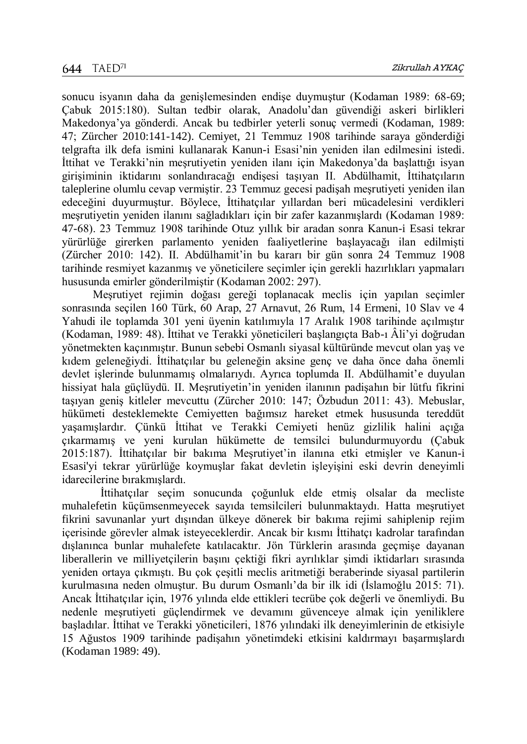sonucu isyanın daha da genişlemesinden endişe duymuştur (Kodaman 1989: 68-69; Çabuk 2015:180). Sultan tedbir olarak, Anadolu'dan güvendiği askeri birlikleri Makedonya'ya gönderdi. Ancak bu tedbirler yeterli sonuç vermedi (Kodaman, 1989: 47; Zürcher 2010:141-142). Cemiyet, 21 Temmuz 1908 tarihinde saraya gönderdiği telgrafta ilk defa ismini kullanarak Kanun-i Esasi'nin yeniden ilan edilmesini istedi. İttihat ve Terakki'nin meşrutiyetin yeniden ilanı için Makedonya'da başlattığı isyan girişiminin iktidarını sonlandıracağı endişesi taşıyan II. Abdülhamit, İttihatçıların taleplerine olumlu cevap vermiştir. 23 Temmuz gecesi padişah meşrutiyeti yeniden ilan edeceğini duyurmuştur. Böylece, İttihatçılar yıllardan beri mücadelesini verdikleri meşrutiyetin yeniden ilanını sağladıkları için bir zafer kazanmışlardı (Kodaman 1989: 47-68). 23 Temmuz 1908 tarihinde Otuz yıllık bir aradan sonra Kanun-i Esasi tekrar yürürlüğe girerken parlamento yeniden faaliyetlerine başlayacağı ilan edilmişti (Zürcher 2010: 142). II. Abdülhamit'in bu kararı bir gün sonra 24 Temmuz 1908 tarihinde resmiyet kazanmış ve yöneticilere seçimler için gerekli hazırlıkları yapmaları hususunda emirler gönderilmiştir (Kodaman 2002: 297).

Meşrutiyet rejimin doğası gereği toplanacak meclis için yapılan seçimler sonrasında seçilen 160 Türk, 60 Arap, 27 Arnavut, 26 Rum, 14 Ermeni, 10 Slav ve 4 Yahudi ile toplamda 301 yeni üyenin katılımıyla 17 Aralık 1908 tarihinde açılmıştır (Kodaman, 1989: 48). İttihat ve Terakki yöneticileri başlangıçta Bab-ı Âli'yi doğrudan yönetmekten kaçınmıştır. Bunun sebebi Osmanlı siyasal kültüründe mevcut olan yaş ve kıdem geleneğiydi. İttihatçılar bu geleneğin aksine genç ve daha önce daha önemli devlet işlerinde bulunmamış olmalarıydı. Ayrıca toplumda II. Abdülhamit'e duyulan hissiyat hala güçlüydü. II. Meşrutiyetin'in yeniden ilanının padişahın bir lütfu fikrini taşıyan geniş kitleler mevcuttu (Zürcher 2010: 147; Özbudun 2011: 43). Mebuslar, hükümeti desteklemekte Cemiyetten bağımsız hareket etmek hususunda tereddüt yaşamışlardır. Çünkü İttihat ve Terakki Cemiyeti henüz gizlilik halini açığa çıkarmamış ve yeni kurulan hükümette de temsilci bulundurmuyordu (Çabuk 2015:187). İttihatçılar bir bakıma Meşrutiyet'in ilanına etki etmişler ve Kanun-i Esasi'yi tekrar yürürlüğe koymuşlar fakat devletin işleyişini eski devrin deneyimli idarecilerine bırakmışlardı.

İttihatçılar seçim sonucunda çoğunluk elde etmiş olsalar da mecliste muhalefetin küçümsenmeyecek sayıda temsilcileri bulunmaktaydı. Hatta meşrutiyet fikrini savunanlar yurt dışından ülkeye dönerek bir bakıma rejimi sahiplenip rejim içerisinde görevler almak isteyeceklerdir. Ancak bir kısmı İttihatçı kadrolar tarafından dışlanınca bunlar muhalefete katılacaktır. Jön Türklerin arasında geçmişe dayanan liberallerin ve milliyetçilerin başını çektiği fikri ayrılıklar şimdi iktidarları sırasında yeniden ortaya çıkmıştı. Bu çok çeşitli meclis aritmetiği beraberinde siyasal partilerin kurulmasına neden olmuştur. Bu durum Osmanlı'da bir ilk idi (İslamoğlu 2015: 71). Ancak İttihatçılar için, 1976 yılında elde ettikleri tecrübe çok değerli ve önemliydi. Bu nedenle meşrutiyeti güçlendirmek ve devamını güvenceye almak için yeniliklere başladılar. İttihat ve Terakki yöneticileri, 1876 yılındaki ilk deneyimlerinin de etkisiyle 15 Ağustos 1909 tarihinde padişahın yönetimdeki etkisini kaldırmayı başarmışlardı (Kodaman 1989: 49).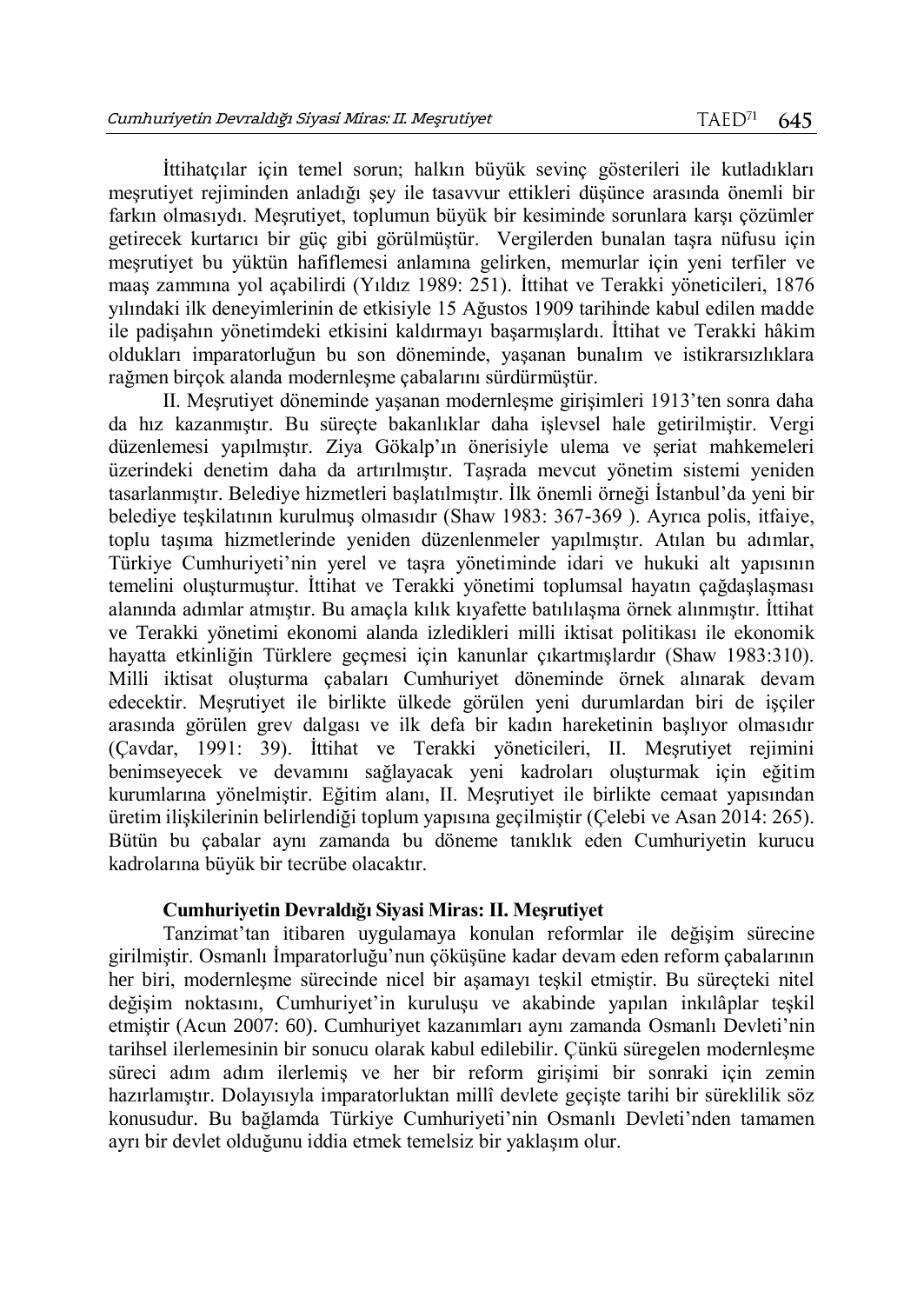İttihatçılar için temel sorun; halkın büyük sevinç gösterileri ile kutladıkları meşrutiyet rejiminden anladığı şey ile tasavvur ettikleri düşünce arasında önemli bir farkın olmasıydı. Meşrutiyet, toplumun büyük bir kesiminde sorunlara karşı çözümler getirecek kurtarıcı bir güç gibi görülmüştür. Vergilerden bunalan taşra nüfusu için meşrutiyet bu yüktün hafiflemesi anlamına gelirken, memurlar için yeni terfiler ve maaş zammına yol açabilirdi (Yıldız 1989: 251). İttihat ve Terakki yöneticileri, 1876 yılındaki ilk deneyimlerinin de etkisiyle 15 Ağustos 1909 tarihinde kabul edilen madde ile padişahın yönetimdeki etkisini kaldırmayı başarmışlardı. İttihat ve Terakki hâkim oldukları imparatorluğun bu son döneminde, yaşanan bunalım ve istikrarsızlıklara rağmen birçok alanda modernleşme çabalarını sürdürmüştür.

II. Meşrutiyet döneminde yaşanan modernleşme girişimleri 1913'ten sonra daha da hız kazanmıştır. Bu süreçte bakanlıklar daha işlevsel hale getirilmiştir. Vergi düzenlemesi yapılmıştır. Ziya Gökalp'ın önerisiyle ulema ve şeriat mahkemeleri üzerindeki denetim daha da artırılmıştır. Taşrada mevcut yönetim sistemi yeniden tasarlanmıştır. Belediye hizmetleri başlatılmıştır. İlk önemli örneği İstanbul'da yeni bir belediye teşkilatının kurulmuş olmasıdır (Shaw 1983: 367-369 ). Ayrıca polis, itfaiye, toplu taşıma hizmetlerinde yeniden düzenlenmeler yapılmıştır. Atılan bu adımlar, Türkiye Cumhuriyeti'nin yerel ve taşra yönetiminde idari ve hukuki alt yapısının temelini oluşturmuştur. İttihat ve Terakki yönetimi toplumsal hayatın çağdaşlaşması alanında adımlar atmıştır. Bu amaçla kılık kıyafette batılılaşma örnek alınmıştır. İttihat ve Terakki yönetimi ekonomi alanda izledikleri milli iktisat politikası ile ekonomik hayatta etkinliğin Türklere geçmesi için kanunlar çıkartmışlardır (Shaw 1983:310). Milli iktisat oluşturma çabaları Cumhuriyet döneminde örnek alınarak devam edecektir. Meşrutiyet ile birlikte ülkede görülen yeni durumlardan biri de işçiler arasında görülen grev dalgası ve ilk defa bir kadın hareketinin başlıyor olmasıdır (Çavdar, 1991: 39). İttihat ve Terakki yöneticileri, II. Meşrutiyet rejimini benimseyecek ve devamını sağlayacak yeni kadroları oluşturmak için eğitim kurumlarına yönelmiştir. Eğitim alanı, II. Meşrutiyet ile birlikte cemaat yapısından üretim ilişkilerinin belirlendiği toplum yapısına geçilmiştir (Çelebi ve Asan 2014: 265). Bütün bu çabalar aynı zamanda bu döneme tanıklık eden Cumhuriyetin kurucu kadrolarına büyük bir tecrübe olacaktır.

## Cumhuriyetin Devraldığı Siyasi Miras: II. Meşrutiyet

Tanzimat'tan itibaren uygulamaya konulan reformlar ile değişim sürecine girilmiştir. Osmanlı İmparatorluğu'nun çöküşüne kadar devam eden reform çabalarının her biri, modernleşme sürecinde nicel bir aşamayı teşkil etmiştir. Bu süreçteki nitel değişim noktasını, Cumhuriyet'in kuruluşu ve akabinde yapılan inkılâplar teşkil etmiştir (Acun 2007: 60). Cumhuriyet kazanımları aynı zamanda Osmanlı Devleti'nin tarihsel ilerlemesinin bir sonucu olarak kabul edilebilir. Çünkü süregelen modernleşme süreci adım adım ilerlemiş ve her bir reform girişimi bir sonraki için zemin hazırlamıştır. Dolayısıyla imparatorluktan millî devlete geçişte tarihi bir süreklilik söz konusudur. Bu bağlamda Türkiye Cumhuriyeti'nin Osmanlı Devleti'nden tamamen ayrı bir devlet olduğunu iddia etmek temelsiz bir yaklaşım olur.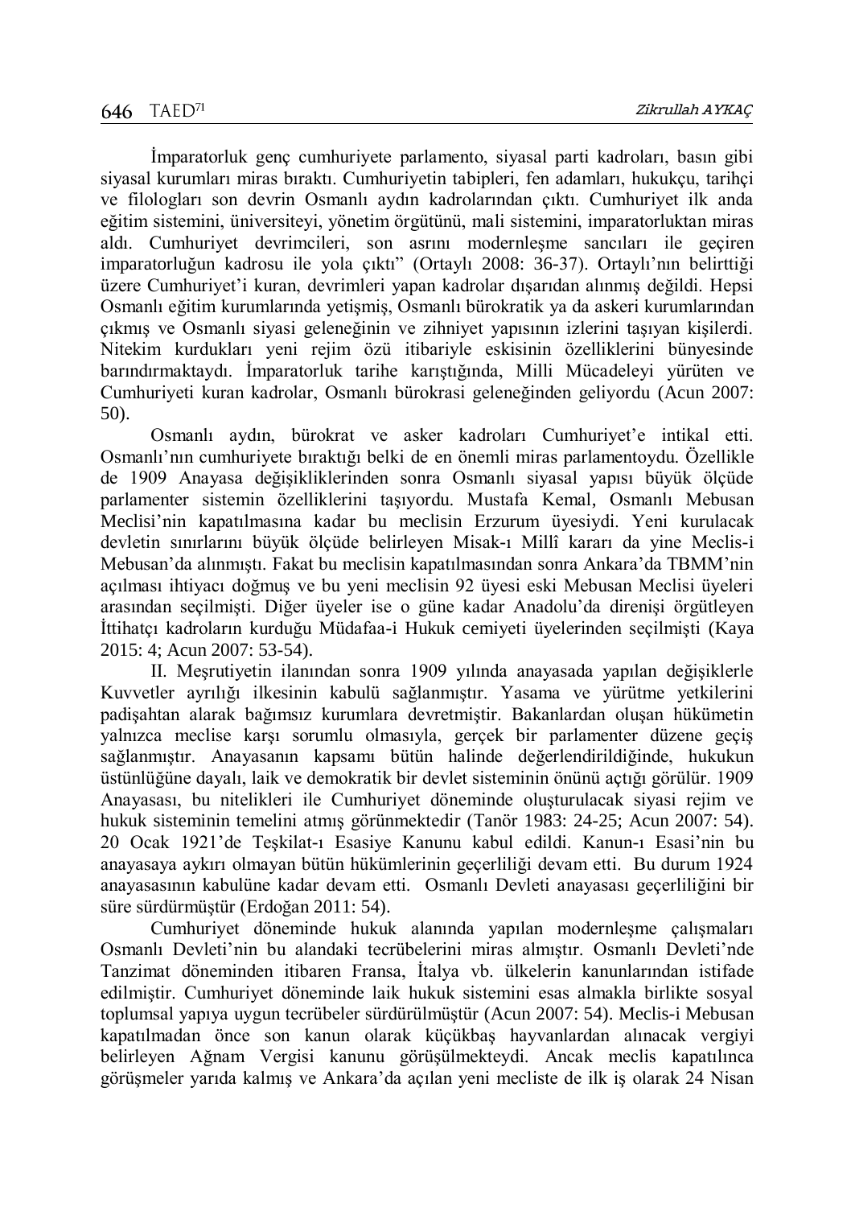İmparatorluk genç cumhuriyete parlamento, siyasal parti kadroları, basın gibi siyasal kurumları miras bıraktı. Cumhuriyetin tabipleri, fen adamları, hukukçu, tarihçi ve filologları son devrin Osmanlı aydın kadrolarından çıktı. Cumhuriyet ilk anda eğitim sistemini, üniversiteyi, yönetim örgütünü, mali sistemini, imparatorluktan miras aldı. Cumhuriyet devrimcileri, son asrını modernleşme sancıları ile geçiren imparatorluğun kadrosu ile yola çıktı" (Ortaylı 2008: 36-37). Ortaylı'nın belirttiği üzere Cumhuriyet'i kuran, devrimleri yapan kadrolar dışarıdan alınmış değildi. Hepsi Osmanlı eğitim kurumlarında yetişmiş, Osmanlı bürokratik ya da askeri kurumlarından çıkmış ve Osmanlı siyasi geleneğinin ve zihniyet yapısının izlerini taşıyan kişilerdi. Nitekim kurdukları yeni rejim özü itibariyle eskisinin özelliklerini bünyesinde barındırmaktaydı. İmparatorluk tarihe karıştığında, Milli Mücadeleyi yürüten ve Cumhuriyeti kuran kadrolar, Osmanlı bürokrasi geleneğinden geliyordu (Acun 2007: 50).

Osmanlı aydın, bürokrat ve asker kadroları Cumhuriyet'e intikal etti. Osmanlı'nın cumhuriyete bıraktığı belki de en önemli miras parlamentoydu. Özellikle de 1909 Anayasa değişikliklerinden sonra Osmanlı siyasal yapısı büyük ölçüde parlamenter sistemin özelliklerini taşıyordu. Mustafa Kemal, Osmanlı Mebusan Meclisi'nin kapatılmasına kadar bu meclisin Erzurum üyesiydi. Yeni kurulacak devletin sınırlarını büyük ölçüde belirleyen Misak-ı Millî kararı da yine Meclis-i Mebusan'da alınmıştı. Fakat bu meclisin kapatılmasından sonra Ankara'da TBMM'nin açılması ihtiyacı doğmuş ve bu yeni meclisin 92 üyesi eski Mebusan Meclisi üyeleri arasından seçilmişti. Diğer üyeler ise o güne kadar Anadolu'da direnişi örgütleyen İttihatçı kadroların kurduğu Müdafaa-i Hukuk cemiyeti üyelerinden seçilmişti (Kaya 2015: 4; Acun 2007: 53-54).

II. Meşrutiyetin ilanından sonra 1909 yılında anayasada yapılan değişikliklerle Kuvvetler ayrılığı ilkesinin kabulü sağlanmıştır. Yasama ve yürütme yetkilerini padişahtan alarak bağımsız kurumlara devretmiştir. Bakanlardan oluşan hükümetin yalnızca meclise karşı sorumlu olmasıyla, gerçek bir parlamenter düzene geçiş sağlanmıştır. Anayasanın kapsamı bütün halinde değerlendirildiğinde, hukukun üstünlüğüne dayalı, laik ve demokratik bir devlet sisteminin önünü açtığı görülür. 1909 Anayasası, bu nitelikleri ile Cumhuriyet döneminde oluşturulacak siyasi rejim ve hukuk sisteminin temelini atmış görünmektedir (Tanör 1983: 24-25; Acun 2007: 54). 20 Ocak 1921'de Teşkilat-ı Esasiye Kanunu kabul edildi. Kanun-ı Esasi'nin bu anayasaya aykırı olmayan bütün hükümlerinin geçerliliği devam etti. Bu durum 1924 anayasasının kabulüne kadar devam etti. Osmanlı Devleti anayasası geçerliliğini bir süre sürdürmüştür (Erdoğan 2011: 54).

Cumhuriyet döneminde hukuk alanında yapılan modernleşme çalışmaları Osmanlı Devleti'nin bu alandaki tecrübelerini miras almıştır. Osmanlı Devleti'nde Tanzimat döneminden itibaren Fransa, İtalya vb. ülkelerin kanunlarından istifade edilmiştir. Cumhuriyet döneminde laik hukuk sistemini esas almakla birlikte sosyal toplumsal yapıya uygun tecrübeler sürdürülmüştür (Acun 2007: 54). Meclis-i Mebusan kapatılmadan önce son kanun olarak küçükbaş hayvanlardan alınacak vergiyi belirleyen Ağnam Vergisi kanunu görüşülmekteydi. Ancak meclis kapatılınca görüşmeler yarıda kalmış ve Ankara'da açılan yeni mecliste de ilk iş olarak 24 Nisan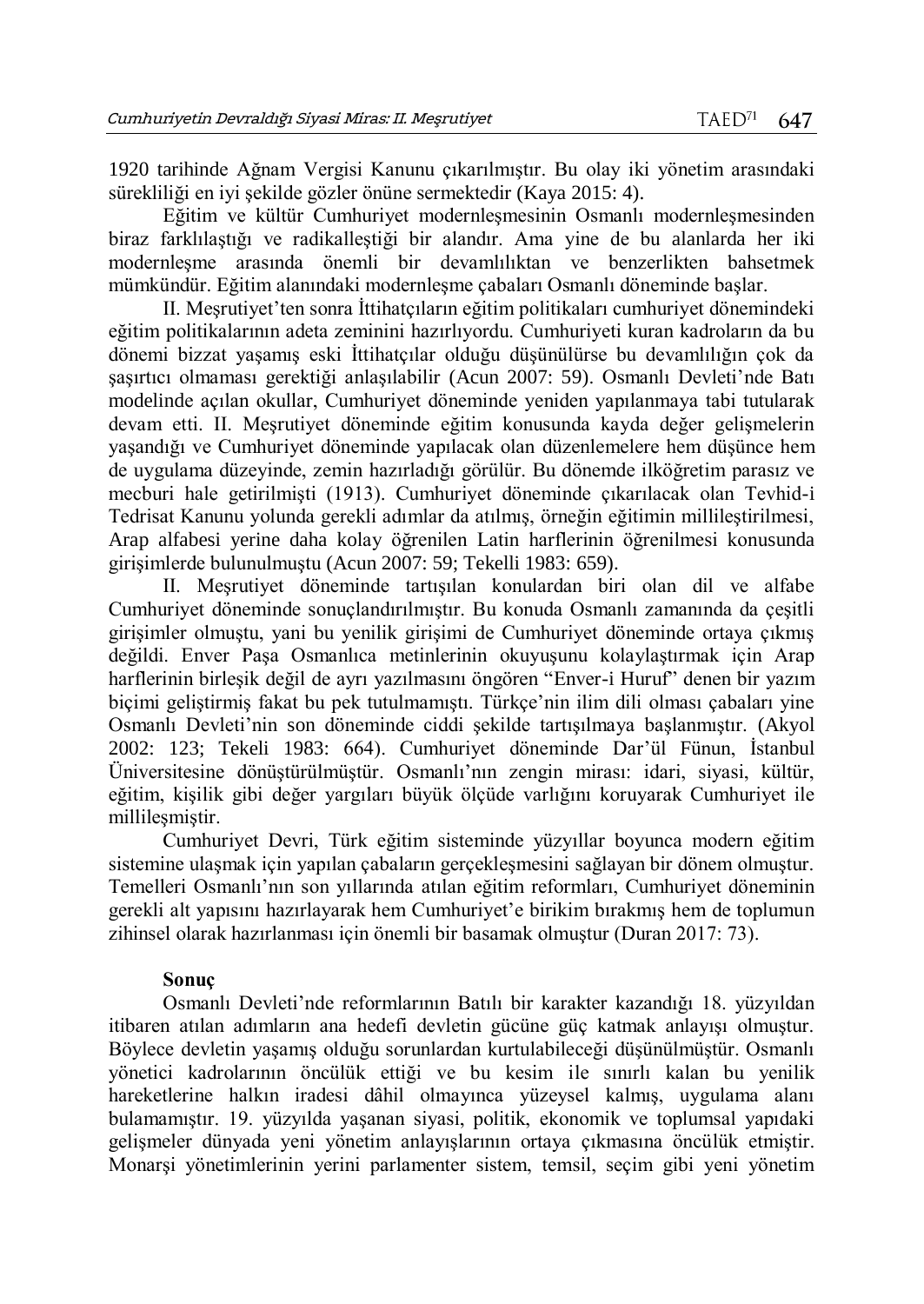1920 tarihinde Ağnam Vergisi Kanunu çıkarılmıştır. Bu olay iki yönetim arasındaki sürekliliği en iyi şekilde gözler önüne sermektedir (Kaya 2015: 4).

Eğitim ve kültür Cumhuriyet modernleşmesinin Osmanlı modernleşmesinden biraz farklılaştığı ve radikalleştiği bir alandır. Ama yine de bu alanlarda her iki modernleşme arasında önemli bir devamlılıktan ve benzerlikten bahsetmek mümkündür. Eğitim alanındaki modernleşme çabaları Osmanlı döneminde başlar.

II. Meşrutiyet'ten sonra İttihatçıların eğitim politikaları cumhuriyet dönemindeki eğitim politikalarının adeta zeminini hazırlıyordu. Cumhuriyeti kuran kadroların da bu dönemi bizzat yaşamış eski İttihatçılar olduğu düşünülürse bu devamlılığın çok da şaşırtıcı olmaması gerektiği anlaşılabilir (Acun 2007: 59). Osmanlı Devleti'nde Batı modelinde açılan okullar, Cumhuriyet döneminde yeniden yapılanmaya tabi tutularak devam etti. II. Meşrutiyet döneminde eğitim konusunda kayda değer gelişmelerin yaşandığı ve Cumhuriyet döneminde yapılacak olan düzenlemelere hem düşünce hem de uygulama düzeyinde, zemin hazırladığı görülür. Bu dönemde ilköğretim parasız ve mecburi hale getirilmişti (1913). Cumhuriyet döneminde çıkarılacak olan Tevhid-i Tedrisat Kanunu yolunda gerekli adımlar da atılmış, örneğin eğitimin millileştirilmesi, Arap alfabesi yerine daha kolay öğrenilen Latin harflerinin öğrenilmesi konusunda girişimlerde bulunulmuştu (Acun 2007: 59; Tekelli 1983: 659).

II. Meşrutiyet döneminde tartışılan konulardan biri olan dil ve alfabe Cumhuriyet döneminde sonuçlandırılmıştır. Bu konuda Osmanlı zamanında da çeşitli girişimler olmuştu, yani bu yenilik girişimi de Cumhuriyet döneminde ortaya çıkmış değildi. Enver Paşa Osmanlıca metinlerinin okuyuşunu kolaylaştırmak için Arap harflerinin birleşik değil de ayrı yazılmasını öngören "Enver-i Huruf" denen bir yazım biçimi geliştirmiş fakat bu pek tutulmamıştı. Türkçe'nin ilim dili olması çabaları yine Osmanlı Devleti'nin son döneminde ciddi şekilde tartışılmaya başlanmıştır. (Akyol 2002: 123; Tekeli 1983: 664). Cumhuriyet döneminde Dar'ül Fünun, İstanbul Üniversitesine dönüştürülmüştür. Osmanlı'nın zengin mirası: idari, siyasi, kültür, eğitim, kişilik gibi değer yargıları büyük ölçüde varlığını koruyarak Cumhuriyet ile millileşmiştir.

Cumhuriyet Devri, Türk eğitim sisteminde yüzyıllar boyunca modern eğitim sistemine ulaşmak için yapılan çabaların gerçekleşmesini sağlayan bir dönem olmuştur. Temelleri Osmanlı'nın son yıllarında atılan eğitim reformları, Cumhuriyet döneminin gerekli alt yapısını hazırlayarak hem Cumhuriyet'e birikim bırakmış hem de toplumun zihinsel olarak hazırlanması için önemli bir basamak olmuştur (Duran 2017: 73).

## Sonuç

Osmanlı Devleti'nde reformlarının Batılı bir karakter kazandığı 18. yüzyıldan itibaren atılan adımların ana hedefi devletin gücüne güç katmak anlayışı olmuştur. Böylece devletin yaşamış olduğu sorunlardan kurtulabileceği düşünülmüştür. Osmanlı yönetici kadrolarının öncülük ettiği ve bu kesim ile sınırlı kalan bu yenilik hareketlerine halkın iradesi dâhil olmayınca yüzeysel kalmış, uygulama alanı bulamamıştır. 19. yüzyılda yaşanan siyasi, politik, ekonomik ve toplumsal yapıdaki gelişmeler dünyada yeni yönetim anlayışlarının ortaya çıkmasına öncülük etmiştir. Monarşi yönetimlerinin yerini parlamenter sistem, temsil, seçim gibi yeni yönetim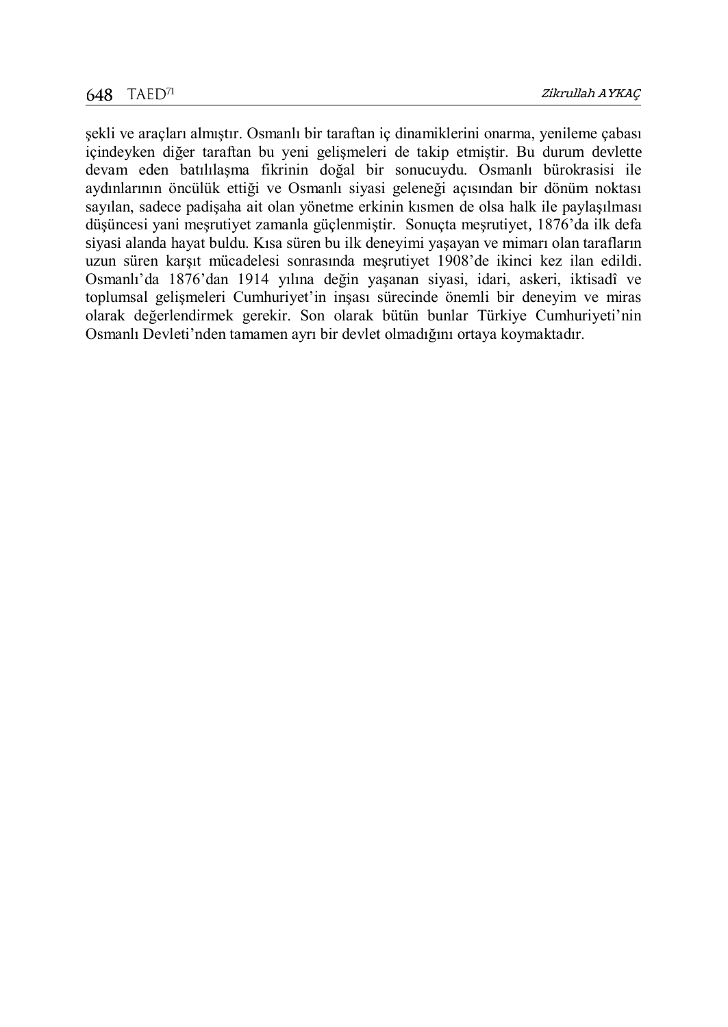şekli ve araçları almıştır. Osmanlı bir taraftan iç dinamiklerini onarma, yenileme çabası içindeyken diğer taraftan bu yeni gelişmeleri de takip etmiştir. Bu durum devlette devam eden batılılaşma fikrinin doğal bir sonucuydu. Osmanlı bürokrasisi ile aydınlarının öncülük ettiği ve Osmanlı siyasi geleneği açısından bir dönüm noktası sayılan, sadece padişaha ait olan yönetme erkinin kısmen de olsa halk ile paylaşılması düşüncesi yani meşrutiyet zamanla güçlenmiştir. Sonuçta meşrutiyet, 1876'da ilk defa siyasi alanda hayat buldu. Kısa süren bu ilk deneyimi yaşayan ve mimarı olan tarafların uzun süren karşıt mücadelesi sonrasında meşrutiyet 1908'de ikinci kez ilan edildi. Osmanlı'da 1876'dan 1914 yılına değin yaşanan siyasi, idari, askeri, iktisadî ve toplumsal gelişmeleri Cumhuriyet'in inşası sürecinde önemli bir deneyim ve miras olarak değerlendirmek gerekir. Son olarak bütün bunlar Türkiye Cumhuriyeti'nin Osmanlı Devleti'nden tamamen ayrı bir devlet olmadığını ortaya koymaktadır.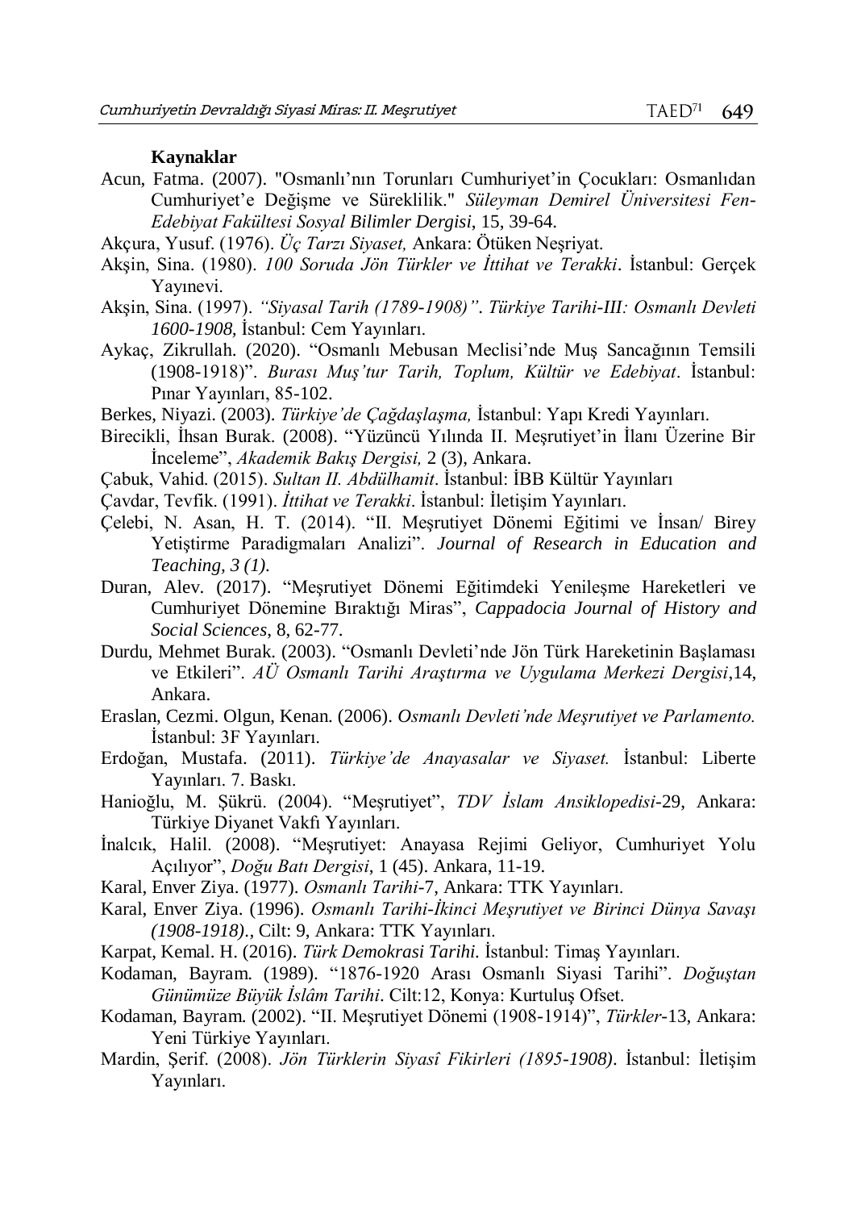**Kaynaklar**

Acun, Fatma. (2007). "Osmanlı'nın Torunları Cumhuriyet'in Çocukları: Osmanlıdan Cumhuriyet'e Değişme ve Süreklilik." *Süleyman Demirel Üniversitesi Fen-Edebiyat Fakültesi Sosyal Bilimler Dergisi*, 15, 39-64.

Akçura, Yusuf. (1976). *Üç Tarzı Siyaset,* Ankara: Ötüken Neşriyat.

Akşin, Sina. (1980). *100 Soruda Jön Türkler ve İttihat ve Terakki*. İstanbul: Gerçek Yayınevi.

Akşin, Sina. (1997). *"Siyasal Tarih (1789-1908)"*. *Türkiye Tarihi-III: Osmanlı Devleti 1600-1908*, İstanbul: Cem Yayınları.

Aykaç, Zikrullah. (2020). "Osmanlı Mebusan Meclisi'nde Muş Sancağının Temsili (1908-1918)". *Burası Muş'tur Tarih, Toplum, Kültür ve Edebiyat*. İstanbul: Pınar Yayınları, 85-102.

Berkes, Niyazi. (2003). *Türkiye'de Çağdaşlaşma,* İstanbul: Yapı Kredi Yayınları.

Birecikli, İhsan Burak. (2008). "Yüzüncü Yılında II. Meşrutiyet'in İlanı Üzerine Bir İnceleme", *Akademik Bakış Dergisi,* 2 (3), Ankara.

Çabuk, Vahid. (2015). *Sultan II. Abdülhamit*. İstanbul: İBB Kültür Yayınları

Çavdar, Tevfik. (1991). *İttihat ve Terakki*. İstanbul: İletişim Yayınları.

Çelebi, N. Asan, H. T. (2014). "II. Meşrutiyet Dönemi Eğitimi ve İnsan/ Birey Yetiştirme Paradigmaları Analizi". *Journal of Research in Education and Teaching, 3 (1).*

Duran, Alev. (2017). "Meşrutiyet Dönemi Eğitimdeki Yenileşme Hareketleri ve Cumhuriyet Dönemine Bıraktığı Miras", *Cappadocia Journal of History and Social Sciences*, 8, 62-77.

Durdu, Mehmet Burak. (2003). "Osmanlı Devleti'nde Jön Türk Hareketinin Başlaması ve Etkileri". *AÜ Osmanlı Tarihi Araştırma ve Uygulama Merkezi Dergisi*,14, Ankara.

Eraslan, Cezmi. Olgun, Kenan. (2006). *Osmanlı Devleti'nde Meşrutiyet ve Parlamento.* İstanbul: 3F Yayınları.

Erdoğan, Mustafa. (2011). *Türkiye'de Anayasalar ve Siyaset.* İstanbul: Liberte Yayınları. 7. Baskı.

Hanioğlu, M. Şükrü. (2004). "Meşrutiyet", *TDV İslam Ansiklopedisi*-29, Ankara: Türkiye Diyanet Vakfı Yayınları.

İnalcık, Halil. (2008). "Meşrutiyet: Anayasa Rejimi Geliyor, Cumhuriyet Yolu Açılıyor", *Doğu Batı Dergisi*, 1 (45). Ankara, 11-19.

Karal, Enver Ziya. (1977). *Osmanlı Tarihi*-7, Ankara: TTK Yayınları.

Karal, Enver Ziya. (1996). *Osmanlı Tarihi-İkinci Meşrutiyet ve Birinci Dünya Savaşı (1908-1918).*, Cilt: 9, Ankara: TTK Yayınları.

Karpat, Kemal. H. (2016). *Türk Demokrasi Tarihi*. İstanbul: Timaş Yayınları.

Kodaman, Bayram. (1989). "1876-1920 Arası Osmanlı Siyasi Tarihi". *Doğuştan Günümüze Büyük İslâm Tarihi*. Cilt:12, Konya: Kurtuluş Ofset.

Kodaman, Bayram. (2002). "II. Meşrutiyet Dönemi (1908-1914)", *Türkler*-13, Ankara: Yeni Türkiye Yayınları.

Mardin, Şerif. (2008). *Jön Türklerin Siyasî Fikirleri (1895-1908)*. İstanbul: İletişim Yayınları.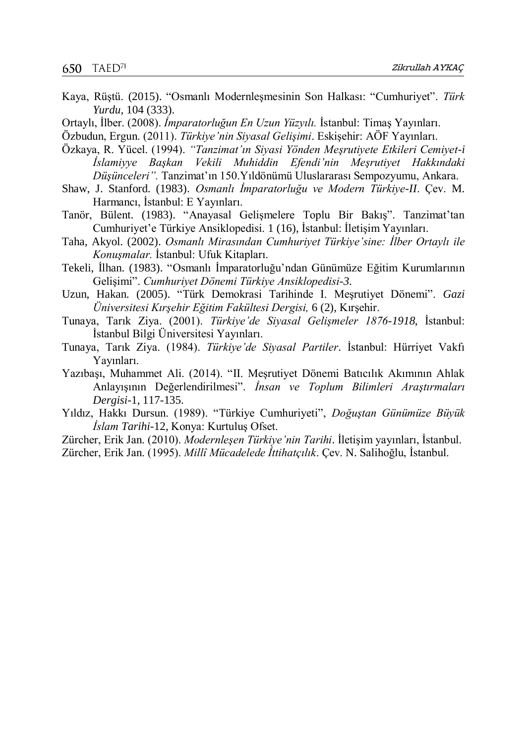Kaya, Rüştü. (2015). "Osmanlı Modernleşmesinin Son Halkası: "Cumhuriyet". *Türk Yurdu,* 104 (333).

Ortaylı, İlber. (2008). *İmparatorluğun En Uzun Yüzyılı.* İstanbul: Timaş Yayınları.

Özbudun, Ergun. (2011). *Türkiye'nin Siyasal Gelişimi*. Eskişehir: AÖF Yayınları.

Özkaya, R. Yücel. (1994). *"Tanzimat'ın Siyasi Yönden Meşrutiyete Etkileri Cemiyet-i İslamiyye Başkan Vekili Muhiddin Efendi'nin Meşrutiyet Hakkındaki Düşünceleri".* Tanzimat'ın 150.Yıldönümü Uluslararası Sempozyumu, Ankara.

Shaw, J. Stanford. (1983). *Osmanlı İmparatorluğu ve Modern Türkiye-II*. Çev. M. Harmancı, İstanbul: E Yayınları.

Tanör, Bülent. (1983). "Anayasal Gelişmelere Toplu Bir Bakış". Tanzimat'tan Cumhuriyet'e Türkiye Ansiklopedisi. 1 (16), İstanbul: İletişim Yayınları.

Taha, Akyol. (2002). *Osmanlı Mirasından Cumhuriyet Türkiye'sine: İlber Ortaylı ile Konuşmalar.* İstanbul: Ufuk Kitapları.

Tekeli, İlhan. (1983). "Osmanlı İmparatorluğu'ndan Günümüze Eğitim Kurumlarının Gelişimi". *Cumhuriyet Dönemi Türkiye Ansiklopedisi-3.*

Uzun, Hakan. (2005). "Türk Demokrasi Tarihinde I. Meşrutiyet Dönemi". *Gazi Üniversitesi Kırşehir Eğitim Fakültesi Dergisi,* 6 (2), Kırşehir.

Tunaya, Tarık Ziya. (2001). *Türkiye'de Siyasal Gelişmeler 1876-1918,* İstanbul: İstanbul Bilgi Üniversitesi Yayınları.

Tunaya, Tarık Ziya. (1984). *Türkiye'de Siyasal Partiler*. İstanbul: Hürriyet Vakfı Yayınları.

Yazıbaşı, Muhammet Ali. (2014). "II. Meşrutiyet Dönemi Batıcılık Akımının Ahlak Anlayışının Değerlendirilmesi". *İnsan ve Toplum Bilimleri Araştırmaları Dergisi*-1, 117-135.

Yıldız, Hakkı Dursun. (1989). "Türkiye Cumhuriyeti", *Doğuştan Günümüze Büyük İslam Tarihi*-12, Konya: Kurtuluş Ofset.

Zürcher, Erik Jan. (2010). *Modernleşen Türkiye'nin Tarihi*. İletişim yayınları, İstanbul.

Zürcher, Erik Jan. (1995). *Millî Mücadelede İttihatçılık*. Çev. N. Salihoğlu, İstanbul.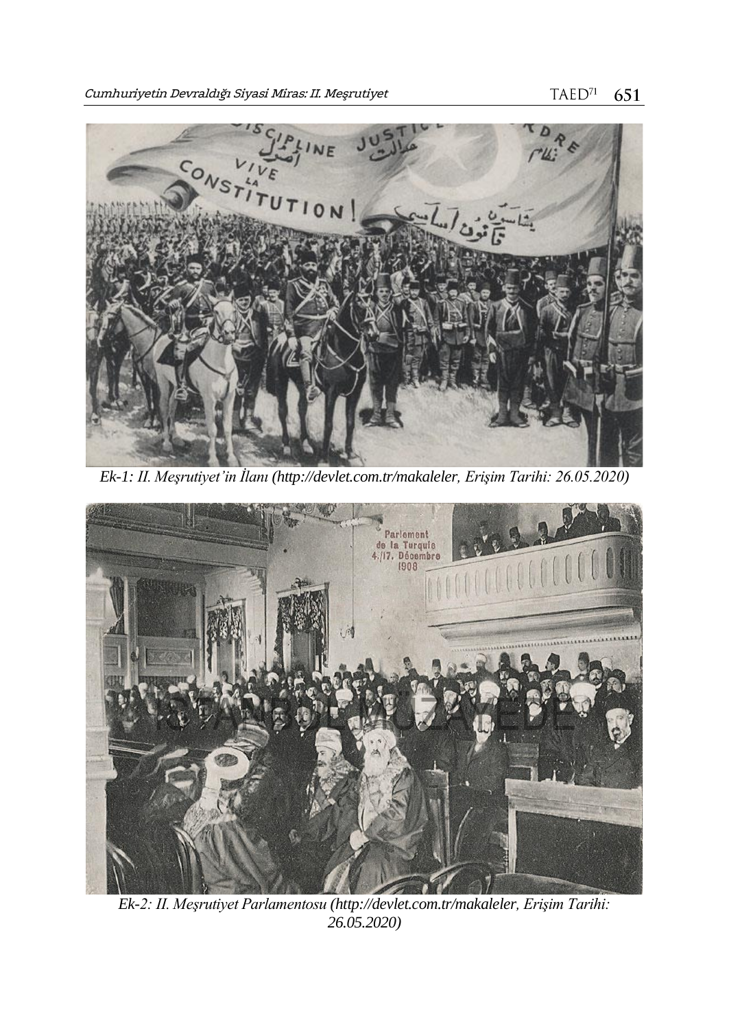Ek-1: II. Meşrutiyet'in İlanı (http://devlet.com.tr/makaleler, Erişim Tarihi: 26.05.2020)

Ek-2: II. Meşrutiyet Parlamentosu (http://devlet.com.tr/makaleler, Erişim Tarihi: 26.05.2020)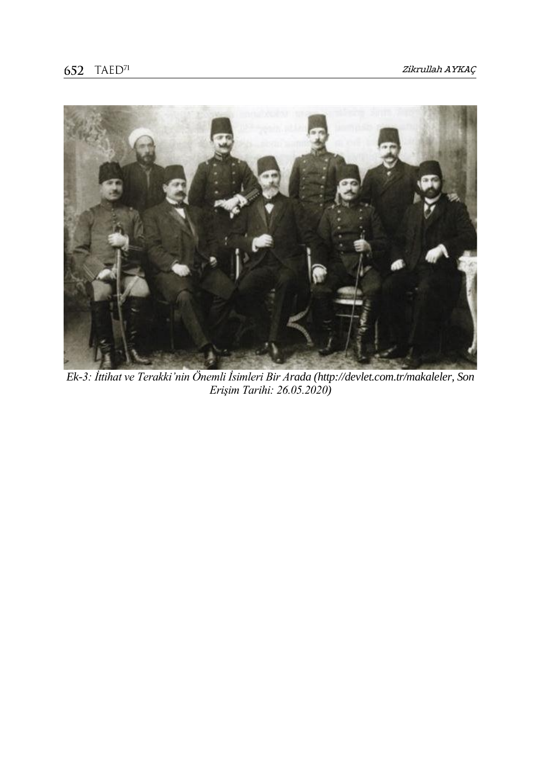*Ek-3: İttihat ve Terakki'nin Önemli İsimleri Bir Arada (http://devlet.com.tr/makaleler, Son Erişim Tarihi: 26.05.2020)*